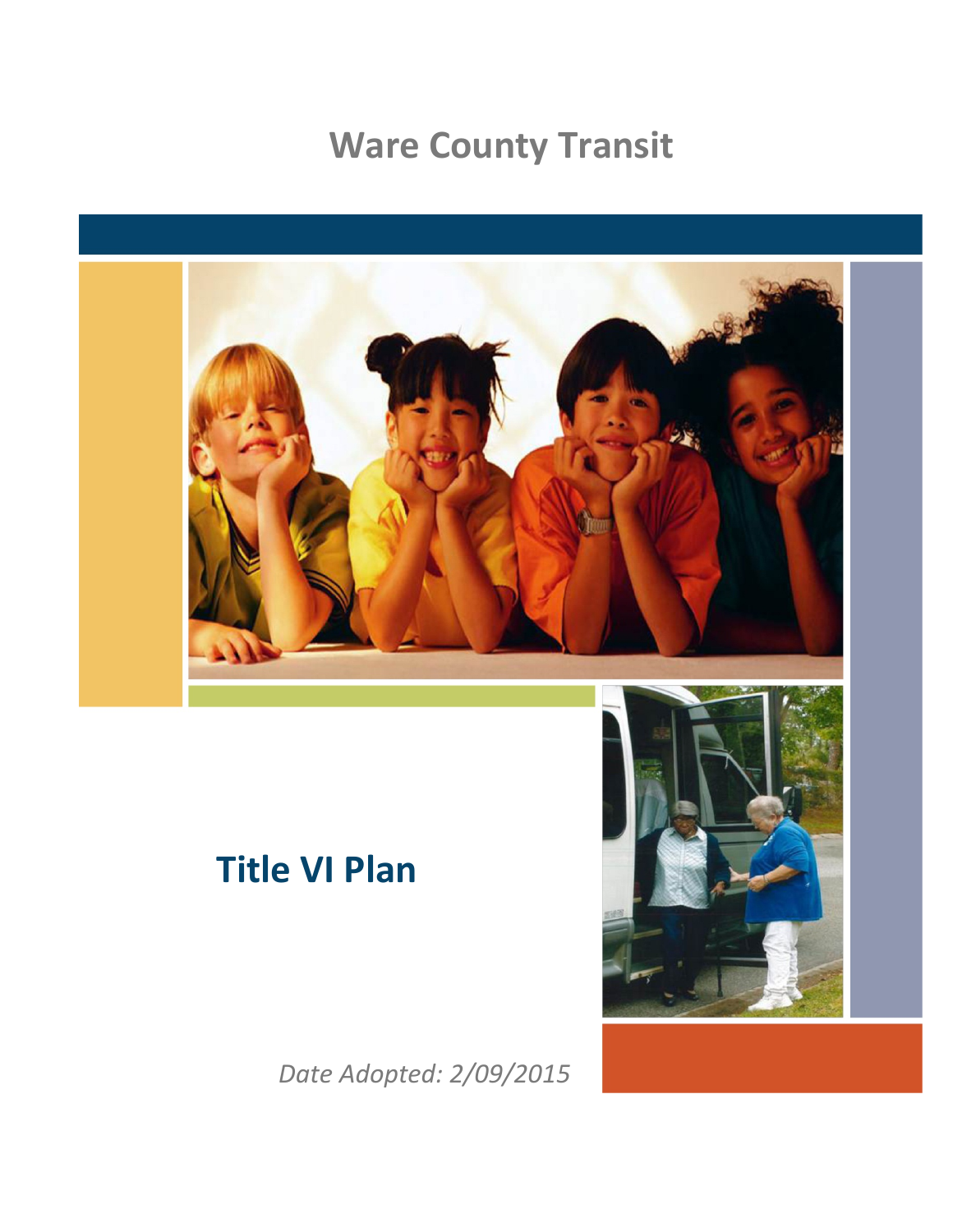# Ware County Transit

## Title VI Plan

*Date Adopted: 2/09/2015*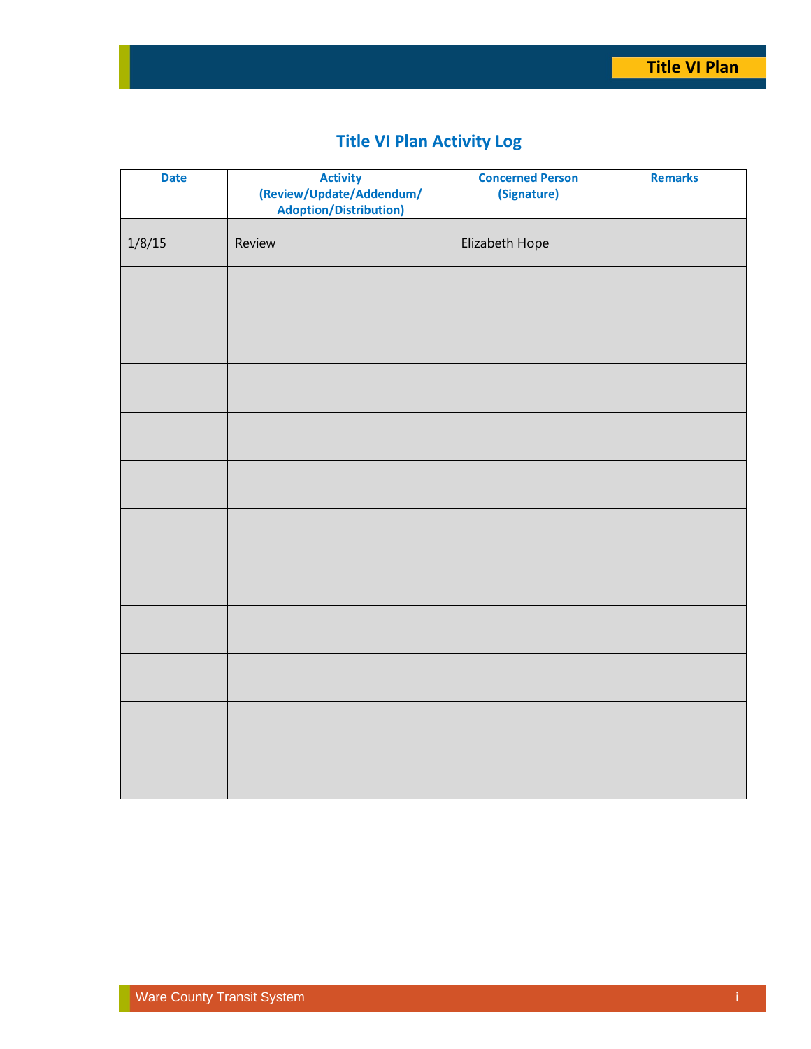# Title VI Plan Activity Log

| Date | Activity (Review/Update/Addendum/ Adoption/Distribution) | Concerned Person (Signature) | Remarks |
|---|---|---|---|
| 1/8/15 | Review | Elizabeth Hope | |
| | | | |
| | | | |
| | | | |
| | | | |
| | | | |
| | | | |
| | | | |
| | | | |
| | | | |
| | | | |
| | | | |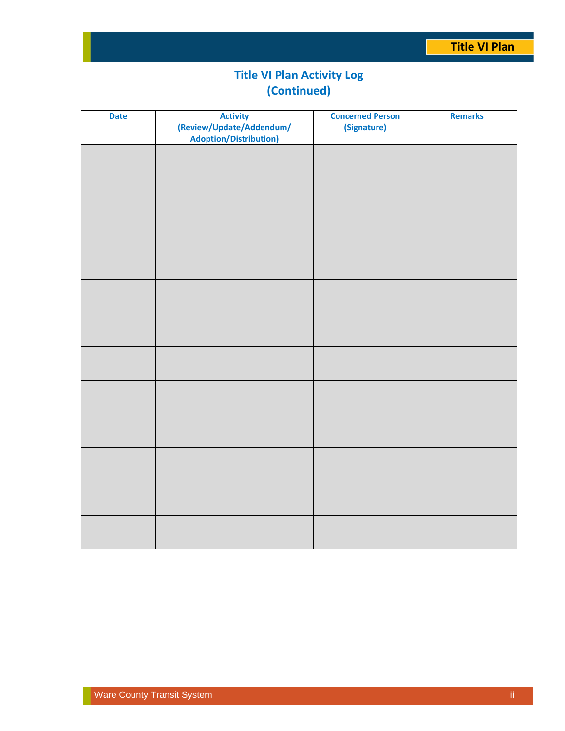# Title VI Plan Activity Log (Continued)

| Date | Activity (Review/Update/Addendum/ Adoption/Distribution) | Concerned Person (Signature) | Remarks |
|---|---|---|---|
| | | | |
| | | | |
| | | | |
| | | | |
| | | | |
| | | | |
| | | | |
| | | | |
| | | | |
| | | | |
| | | | |
| | | | |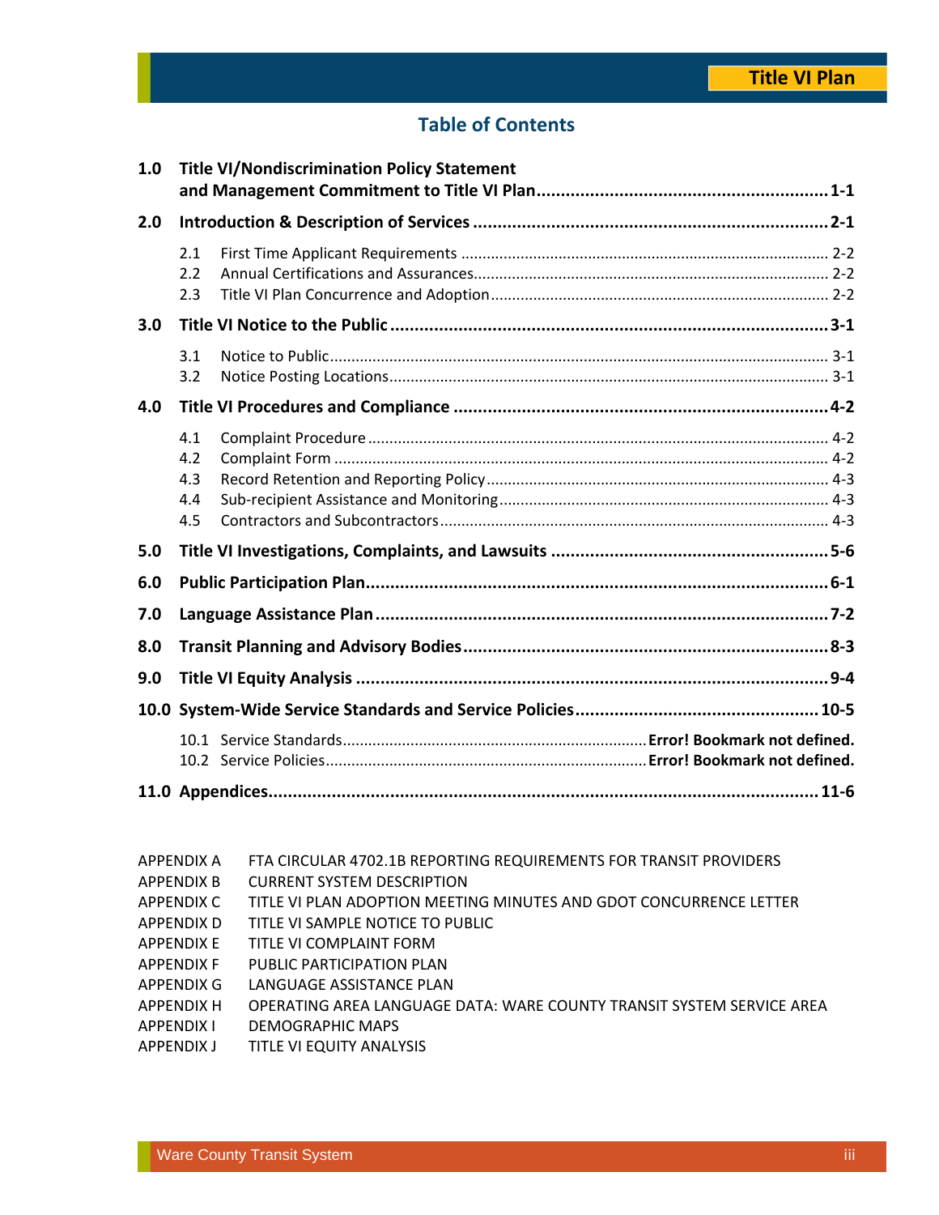# Table of Contents

**1.0 Title VI/Nondiscrimination Policy Statement and Management Commitment to Title VI Plan ........ 1-1**

**2.0 Introduction & Description of Services ........ 2-1**

- 2.1 First Time Applicant Requirements ........ 2-2
- 2.2 Annual Certifications and Assurances ........ 2-2
- 2.3 Title VI Plan Concurrence and Adoption ........ 2-2

**3.0 Title VI Notice to the Public ........ 3-1**

- 3.1 Notice to Public ........ 3-1
- 3.2 Notice Posting Locations ........ 3-1

**4.0 Title VI Procedures and Compliance ........ 4-2**

- 4.1 Complaint Procedure ........ 4-2
- 4.2 Complaint Form ........ 4-2
- 4.3 Record Retention and Reporting Policy ........ 4-3
- 4.4 Sub-recipient Assistance and Monitoring ........ 4-3
- 4.5 Contractors and Subcontractors ........ 4-3

**5.0 Title VI Investigations, Complaints, and Lawsuits ........ 5-6**

**6.0 Public Participation Plan ........ 6-1**

**7.0 Language Assistance Plan ........ 7-2**

**8.0 Transit Planning and Advisory Bodies ........ 8-3**

**9.0 Title VI Equity Analysis ........ 9-4**

**10.0 System-Wide Service Standards and Service Policies ........ 10-5**

- 10.1 Service Standards ........ **Error! Bookmark not defined.**
- 10.2 Service Policies ........ **Error! Bookmark not defined.**

**11.0 Appendices ........ 11-6**

| | |
|---|---|
| APPENDIX A | FTA CIRCULAR 4702.1B REPORTING REQUIREMENTS FOR TRANSIT PROVIDERS |
| APPENDIX B | CURRENT SYSTEM DESCRIPTION |
| APPENDIX C | TITLE VI PLAN ADOPTION MEETING MINUTES AND GDOT CONCURRENCE LETTER |
| APPENDIX D | TITLE VI SAMPLE NOTICE TO PUBLIC |
| APPENDIX E | TITLE VI COMPLAINT FORM |
| APPENDIX F | PUBLIC PARTICIPATION PLAN |
| APPENDIX G | LANGUAGE ASSISTANCE PLAN |
| APPENDIX H | OPERATING AREA LANGUAGE DATA: WARE COUNTY TRANSIT SYSTEM SERVICE AREA |
| APPENDIX I | DEMOGRAPHIC MAPS |
| APPENDIX J | TITLE VI EQUITY ANALYSIS |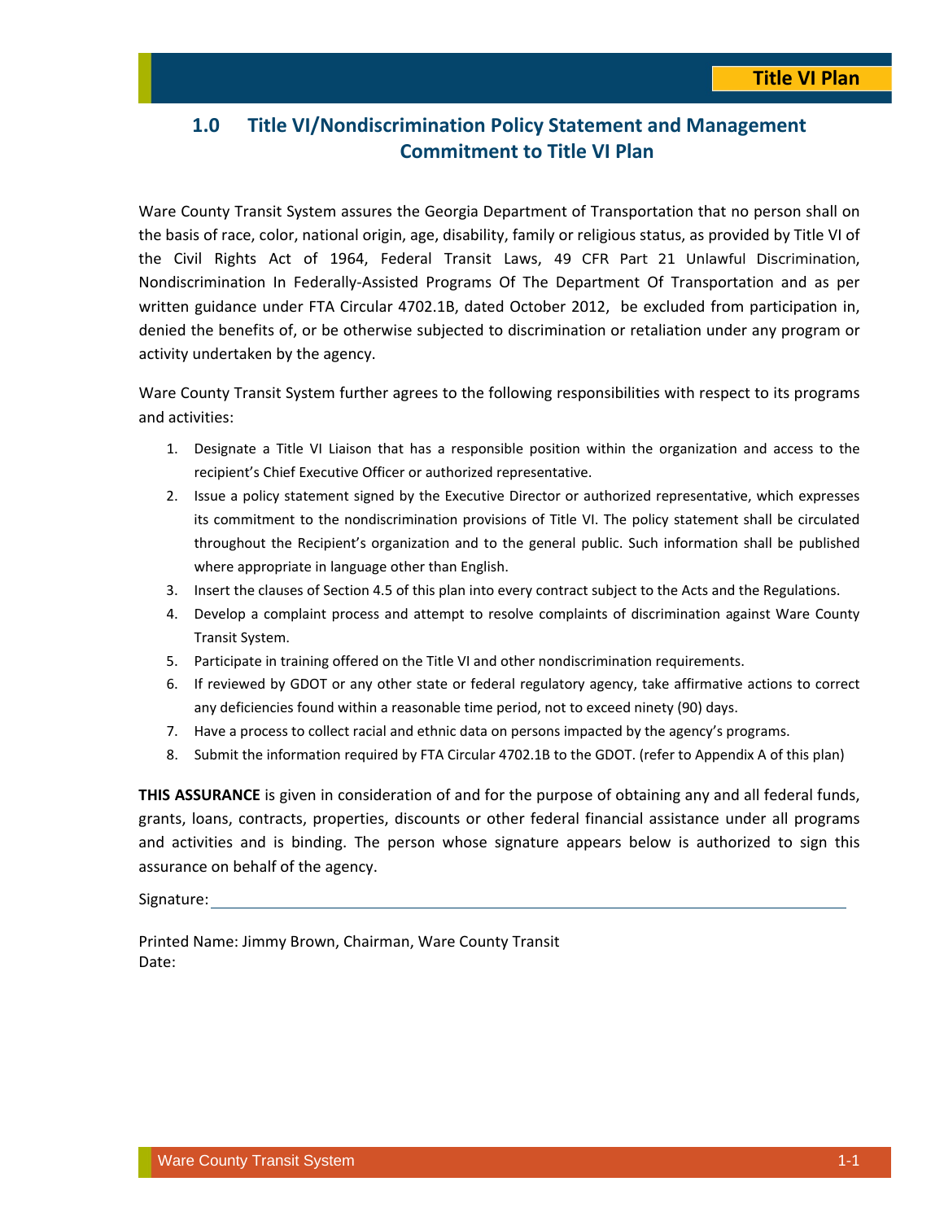## 1.0 Title VI/Nondiscrimination Policy Statement and Management Commitment to Title VI Plan

Ware County Transit System assures the Georgia Department of Transportation that no person shall on the basis of race, color, national origin, age, disability, family or religious status, as provided by Title VI of the Civil Rights Act of 1964, Federal Transit Laws, 49 CFR Part 21 Unlawful Discrimination, Nondiscrimination In Federally-Assisted Programs Of The Department Of Transportation and as per written guidance under FTA Circular 4702.1B, dated October 2012, be excluded from participation in, denied the benefits of, or be otherwise subjected to discrimination or retaliation under any program or activity undertaken by the agency.

Ware County Transit System further agrees to the following responsibilities with respect to its programs and activities:

1. Designate a Title VI Liaison that has a responsible position within the organization and access to the recipient's Chief Executive Officer or authorized representative.
2. Issue a policy statement signed by the Executive Director or authorized representative, which expresses its commitment to the nondiscrimination provisions of Title VI. The policy statement shall be circulated throughout the Recipient's organization and to the general public. Such information shall be published where appropriate in language other than English.
3. Insert the clauses of Section 4.5 of this plan into every contract subject to the Acts and the Regulations.
4. Develop a complaint process and attempt to resolve complaints of discrimination against Ware County Transit System.
5. Participate in training offered on the Title VI and other nondiscrimination requirements.
6. If reviewed by GDOT or any other state or federal regulatory agency, take affirmative actions to correct any deficiencies found within a reasonable time period, not to exceed ninety (90) days.
7. Have a process to collect racial and ethnic data on persons impacted by the agency's programs.
8. Submit the information required by FTA Circular 4702.1B to the GDOT. (refer to Appendix A of this plan)

**THIS ASSURANCE** is given in consideration of and for the purpose of obtaining any and all federal funds, grants, loans, contracts, properties, discounts or other federal financial assistance under all programs and activities and is binding. The person whose signature appears below is authorized to sign this assurance on behalf of the agency.

Signature: ______________________________

Printed Name: Jimmy Brown, Chairman, Ware County Transit
Date: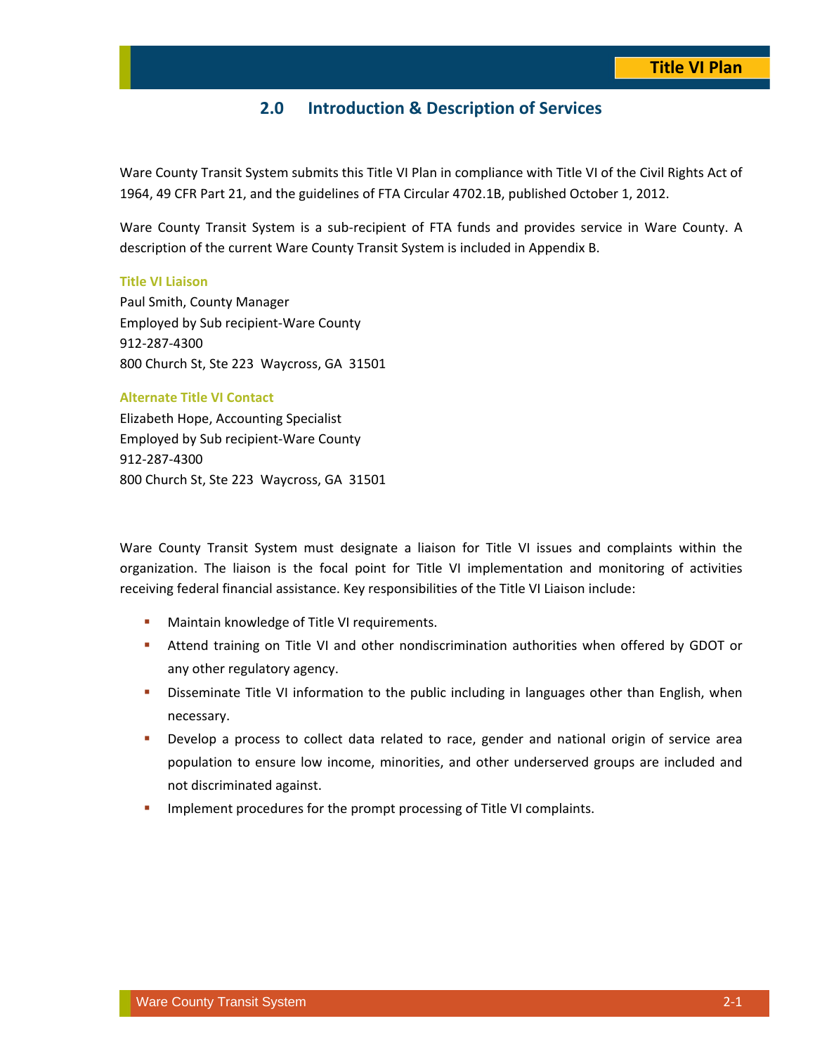## 2.0 Introduction & Description of Services

Ware County Transit System submits this Title VI Plan in compliance with Title VI of the Civil Rights Act of 1964, 49 CFR Part 21, and the guidelines of FTA Circular 4702.1B, published October 1, 2012.

Ware County Transit System is a sub-recipient of FTA funds and provides service in Ware County. A description of the current Ware County Transit System is included in Appendix B.

**Title VI Liaison**

Paul Smith, County Manager
Employed by Sub recipient-Ware County
912-287-4300
800 Church St, Ste 223 Waycross, GA 31501

**Alternate Title VI Contact**

Elizabeth Hope, Accounting Specialist
Employed by Sub recipient-Ware County
912-287-4300
800 Church St, Ste 223 Waycross, GA 31501

Ware County Transit System must designate a liaison for Title VI issues and complaints within the organization. The liaison is the focal point for Title VI implementation and monitoring of activities receiving federal financial assistance. Key responsibilities of the Title VI Liaison include:

- Maintain knowledge of Title VI requirements.
- Attend training on Title VI and other nondiscrimination authorities when offered by GDOT or any other regulatory agency.
- Disseminate Title VI information to the public including in languages other than English, when necessary.
- Develop a process to collect data related to race, gender and national origin of service area population to ensure low income, minorities, and other underserved groups are included and not discriminated against.
- Implement procedures for the prompt processing of Title VI complaints.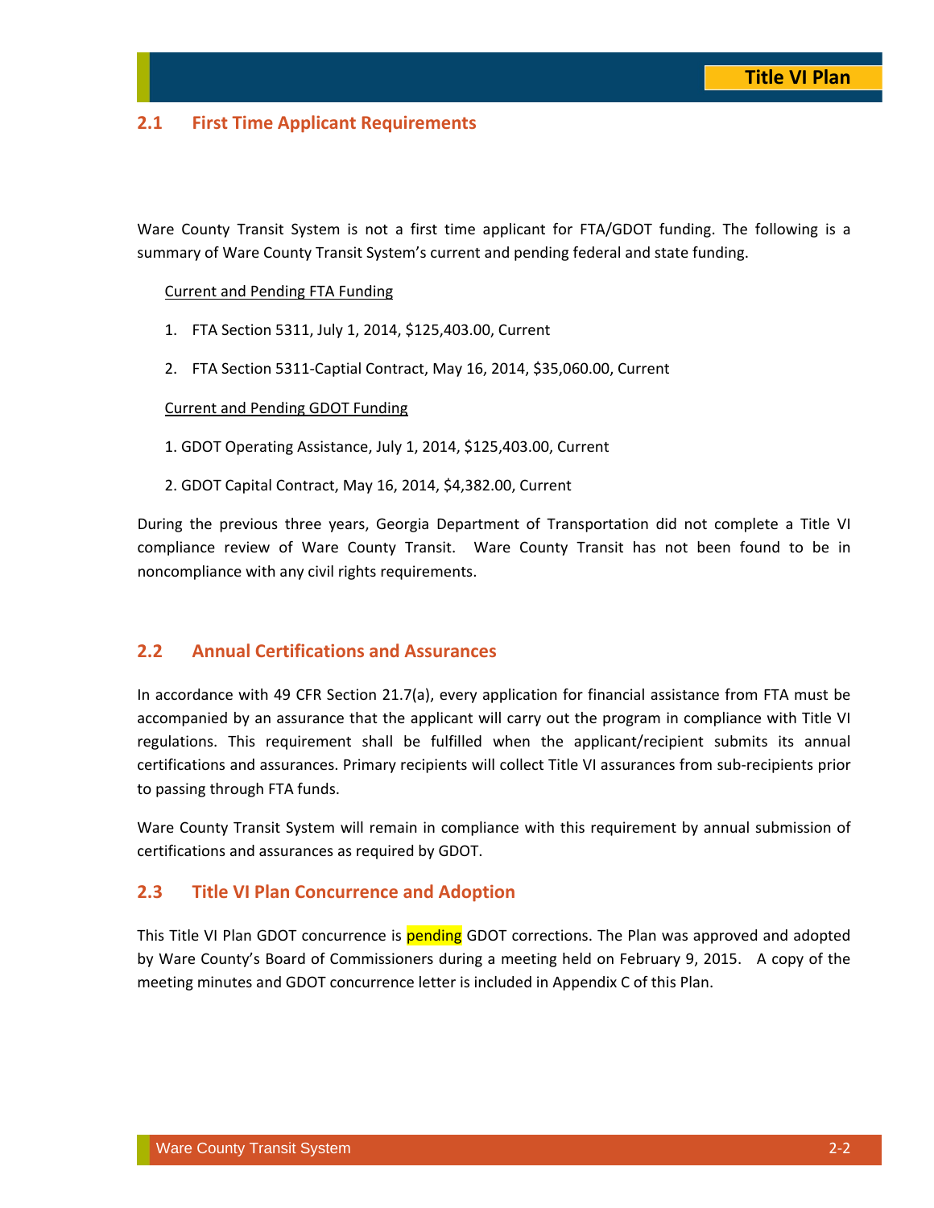## 2.1 First Time Applicant Requirements

Ware County Transit System is not a first time applicant for FTA/GDOT funding. The following is a summary of Ware County Transit System's current and pending federal and state funding.

Current and Pending FTA Funding

1. FTA Section 5311, July 1, 2014, $125,403.00, Current
2. FTA Section 5311-Captial Contract, May 16, 2014, $35,060.00, Current

Current and Pending GDOT Funding

1. GDOT Operating Assistance, July 1, 2014, $125,403.00, Current
2. GDOT Capital Contract, May 16, 2014, $4,382.00, Current

During the previous three years, Georgia Department of Transportation did not complete a Title VI compliance review of Ware County Transit. Ware County Transit has not been found to be in noncompliance with any civil rights requirements.

## 2.2 Annual Certifications and Assurances

In accordance with 49 CFR Section 21.7(a), every application for financial assistance from FTA must be accompanied by an assurance that the applicant will carry out the program in compliance with Title VI regulations. This requirement shall be fulfilled when the applicant/recipient submits its annual certifications and assurances. Primary recipients will collect Title VI assurances from sub-recipients prior to passing through FTA funds.

Ware County Transit System will remain in compliance with this requirement by annual submission of certifications and assurances as required by GDOT.

## 2.3 Title VI Plan Concurrence and Adoption

This Title VI Plan GDOT concurrence is pending GDOT corrections. The Plan was approved and adopted by Ware County's Board of Commissioners during a meeting held on February 9, 2015. A copy of the meeting minutes and GDOT concurrence letter is included in Appendix C of this Plan.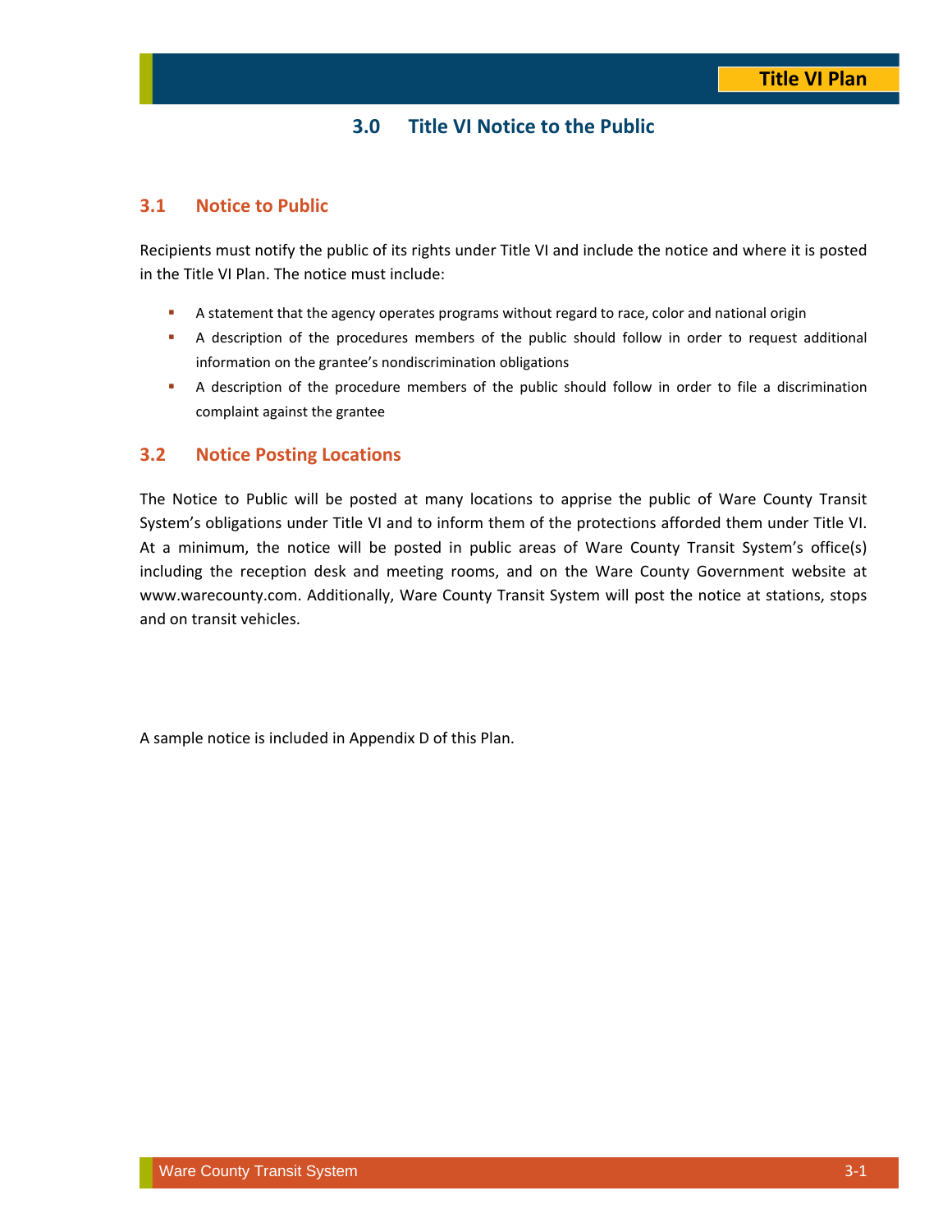# 3.0 Title VI Notice to the Public

## 3.1 Notice to Public

Recipients must notify the public of its rights under Title VI and include the notice and where it is posted in the Title VI Plan. The notice must include:

- A statement that the agency operates programs without regard to race, color and national origin
- A description of the procedures members of the public should follow in order to request additional information on the grantee's nondiscrimination obligations
- A description of the procedure members of the public should follow in order to file a discrimination complaint against the grantee

## 3.2 Notice Posting Locations

The Notice to Public will be posted at many locations to apprise the public of Ware County Transit System's obligations under Title VI and to inform them of the protections afforded them under Title VI. At a minimum, the notice will be posted in public areas of Ware County Transit System's office(s) including the reception desk and meeting rooms, and on the Ware County Government website at www.warecounty.com. Additionally, Ware County Transit System will post the notice at stations, stops and on transit vehicles.

A sample notice is included in Appendix D of this Plan.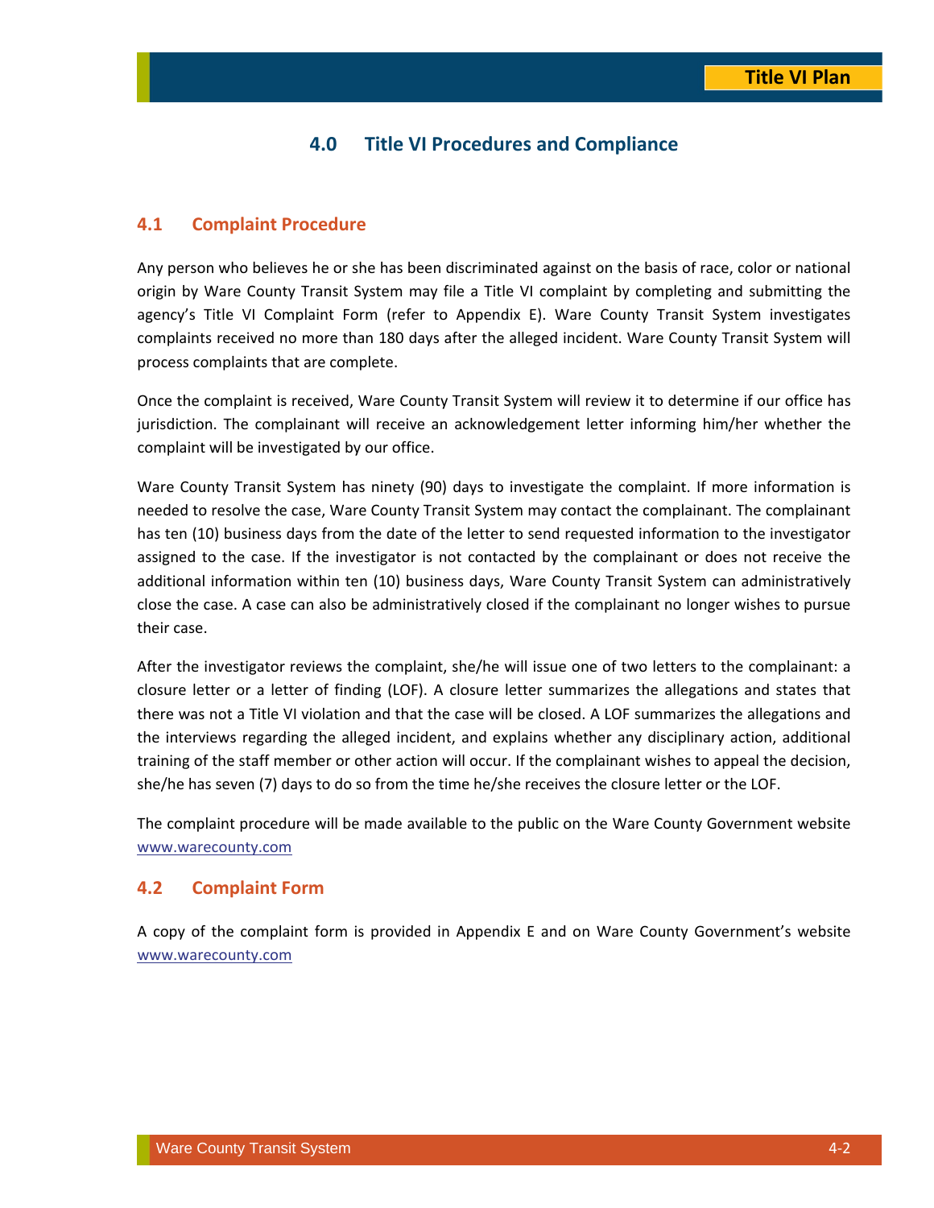## 4.0 Title VI Procedures and Compliance

### 4.1 Complaint Procedure

Any person who believes he or she has been discriminated against on the basis of race, color or national origin by Ware County Transit System may file a Title VI complaint by completing and submitting the agency's Title VI Complaint Form (refer to Appendix E). Ware County Transit System investigates complaints received no more than 180 days after the alleged incident. Ware County Transit System will process complaints that are complete.

Once the complaint is received, Ware County Transit System will review it to determine if our office has jurisdiction. The complainant will receive an acknowledgement letter informing him/her whether the complaint will be investigated by our office.

Ware County Transit System has ninety (90) days to investigate the complaint. If more information is needed to resolve the case, Ware County Transit System may contact the complainant. The complainant has ten (10) business days from the date of the letter to send requested information to the investigator assigned to the case. If the investigator is not contacted by the complainant or does not receive the additional information within ten (10) business days, Ware County Transit System can administratively close the case. A case can also be administratively closed if the complainant no longer wishes to pursue their case.

After the investigator reviews the complaint, she/he will issue one of two letters to the complainant: a closure letter or a letter of finding (LOF). A closure letter summarizes the allegations and states that there was not a Title VI violation and that the case will be closed. A LOF summarizes the allegations and the interviews regarding the alleged incident, and explains whether any disciplinary action, additional training of the staff member or other action will occur. If the complainant wishes to appeal the decision, she/he has seven (7) days to do so from the time he/she receives the closure letter or the LOF.

The complaint procedure will be made available to the public on the Ware County Government website www.warecounty.com

### 4.2 Complaint Form

A copy of the complaint form is provided in Appendix E and on Ware County Government's website www.warecounty.com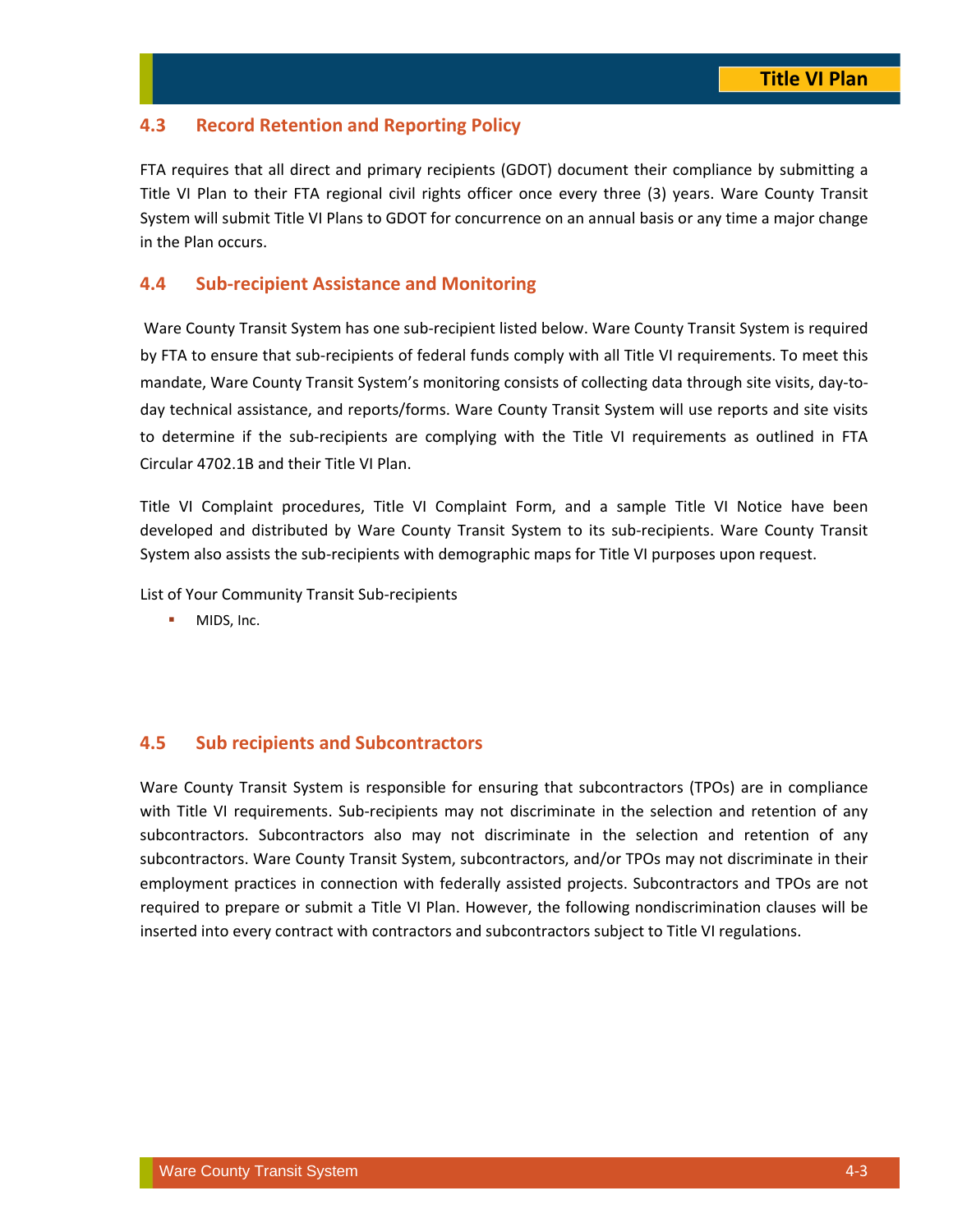## 4.3 Record Retention and Reporting Policy

FTA requires that all direct and primary recipients (GDOT) document their compliance by submitting a Title VI Plan to their FTA regional civil rights officer once every three (3) years. Ware County Transit System will submit Title VI Plans to GDOT for concurrence on an annual basis or any time a major change in the Plan occurs.

## 4.4 Sub-recipient Assistance and Monitoring

Ware County Transit System has one sub-recipient listed below. Ware County Transit System is required by FTA to ensure that sub-recipients of federal funds comply with all Title VI requirements. To meet this mandate, Ware County Transit System's monitoring consists of collecting data through site visits, day-to-day technical assistance, and reports/forms. Ware County Transit System will use reports and site visits to determine if the sub-recipients are complying with the Title VI requirements as outlined in FTA Circular 4702.1B and their Title VI Plan.

Title VI Complaint procedures, Title VI Complaint Form, and a sample Title VI Notice have been developed and distributed by Ware County Transit System to its sub-recipients. Ware County Transit System also assists the sub-recipients with demographic maps for Title VI purposes upon request.

List of Your Community Transit Sub-recipients

- MIDS, Inc.

## 4.5 Sub recipients and Subcontractors

Ware County Transit System is responsible for ensuring that subcontractors (TPOs) are in compliance with Title VI requirements. Sub-recipients may not discriminate in the selection and retention of any subcontractors. Subcontractors also may not discriminate in the selection and retention of any subcontractors. Ware County Transit System, subcontractors, and/or TPOs may not discriminate in their employment practices in connection with federally assisted projects. Subcontractors and TPOs are not required to prepare or submit a Title VI Plan. However, the following nondiscrimination clauses will be inserted into every contract with contractors and subcontractors subject to Title VI regulations.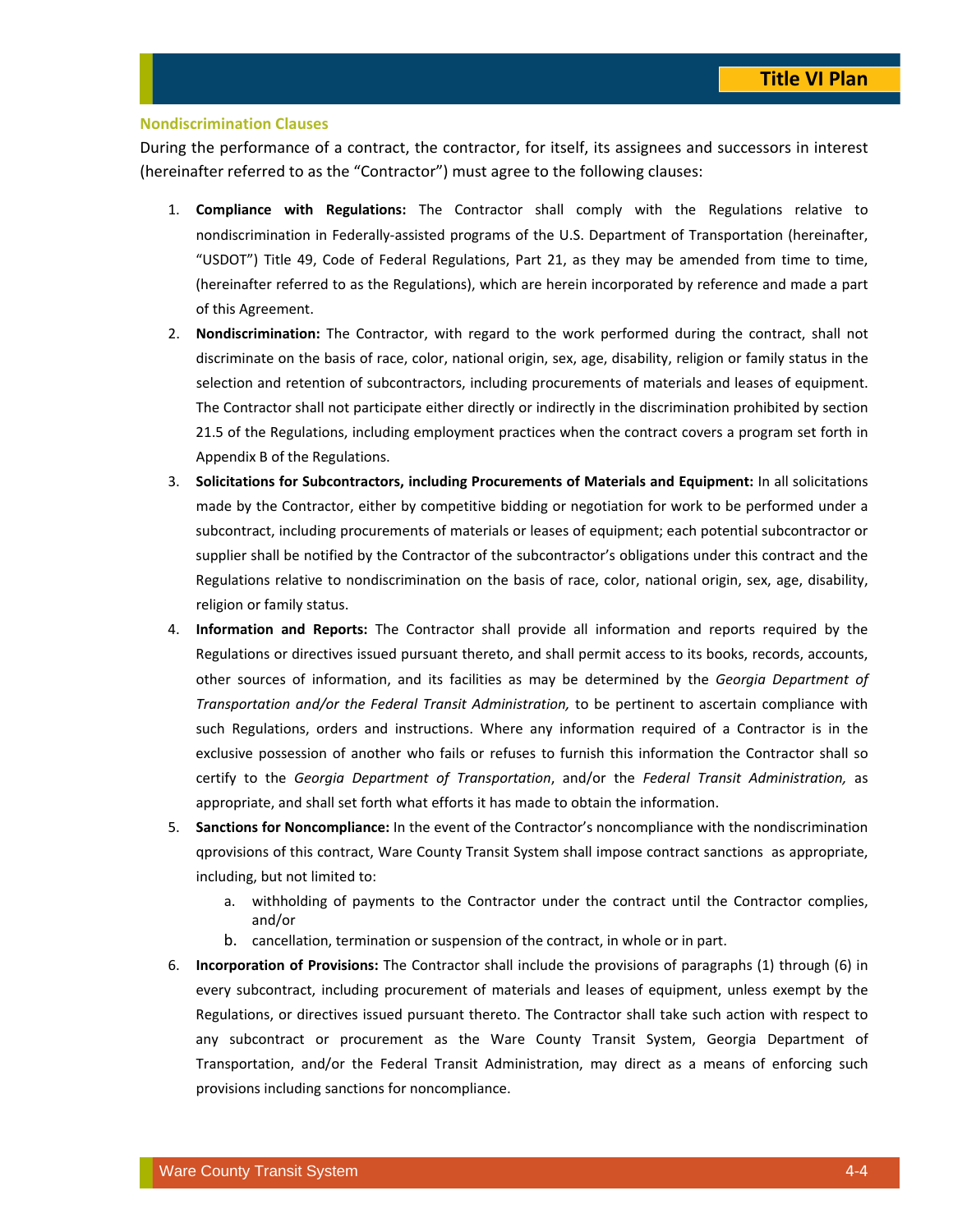### Nondiscrimination Clauses

During the performance of a contract, the contractor, for itself, its assignees and successors in interest (hereinafter referred to as the "Contractor") must agree to the following clauses:

1. **Compliance with Regulations:** The Contractor shall comply with the Regulations relative to nondiscrimination in Federally-assisted programs of the U.S. Department of Transportation (hereinafter, "USDOT") Title 49, Code of Federal Regulations, Part 21, as they may be amended from time to time, (hereinafter referred to as the Regulations), which are herein incorporated by reference and made a part of this Agreement.
2. **Nondiscrimination:** The Contractor, with regard to the work performed during the contract, shall not discriminate on the basis of race, color, national origin, sex, age, disability, religion or family status in the selection and retention of subcontractors, including procurements of materials and leases of equipment. The Contractor shall not participate either directly or indirectly in the discrimination prohibited by section 21.5 of the Regulations, including employment practices when the contract covers a program set forth in Appendix B of the Regulations.
3. **Solicitations for Subcontractors, including Procurements of Materials and Equipment:** In all solicitations made by the Contractor, either by competitive bidding or negotiation for work to be performed under a subcontract, including procurements of materials or leases of equipment; each potential subcontractor or supplier shall be notified by the Contractor of the subcontractor's obligations under this contract and the Regulations relative to nondiscrimination on the basis of race, color, national origin, sex, age, disability, religion or family status.
4. **Information and Reports:** The Contractor shall provide all information and reports required by the Regulations or directives issued pursuant thereto, and shall permit access to its books, records, accounts, other sources of information, and its facilities as may be determined by the *Georgia Department of Transportation and/or the Federal Transit Administration,* to be pertinent to ascertain compliance with such Regulations, orders and instructions. Where any information required of a Contractor is in the exclusive possession of another who fails or refuses to furnish this information the Contractor shall so certify to the *Georgia Department of Transportation*, and/or the *Federal Transit Administration,* as appropriate, and shall set forth what efforts it has made to obtain the information.
5. **Sanctions for Noncompliance:** In the event of the Contractor's noncompliance with the nondiscrimination qprovisions of this contract, Ware County Transit System shall impose contract sanctions as appropriate, including, but not limited to:
   a. withholding of payments to the Contractor under the contract until the Contractor complies, and/or
   b. cancellation, termination or suspension of the contract, in whole or in part.
6. **Incorporation of Provisions:** The Contractor shall include the provisions of paragraphs (1) through (6) in every subcontract, including procurement of materials and leases of equipment, unless exempt by the Regulations, or directives issued pursuant thereto. The Contractor shall take such action with respect to any subcontract or procurement as the Ware County Transit System, Georgia Department of Transportation, and/or the Federal Transit Administration, may direct as a means of enforcing such provisions including sanctions for noncompliance.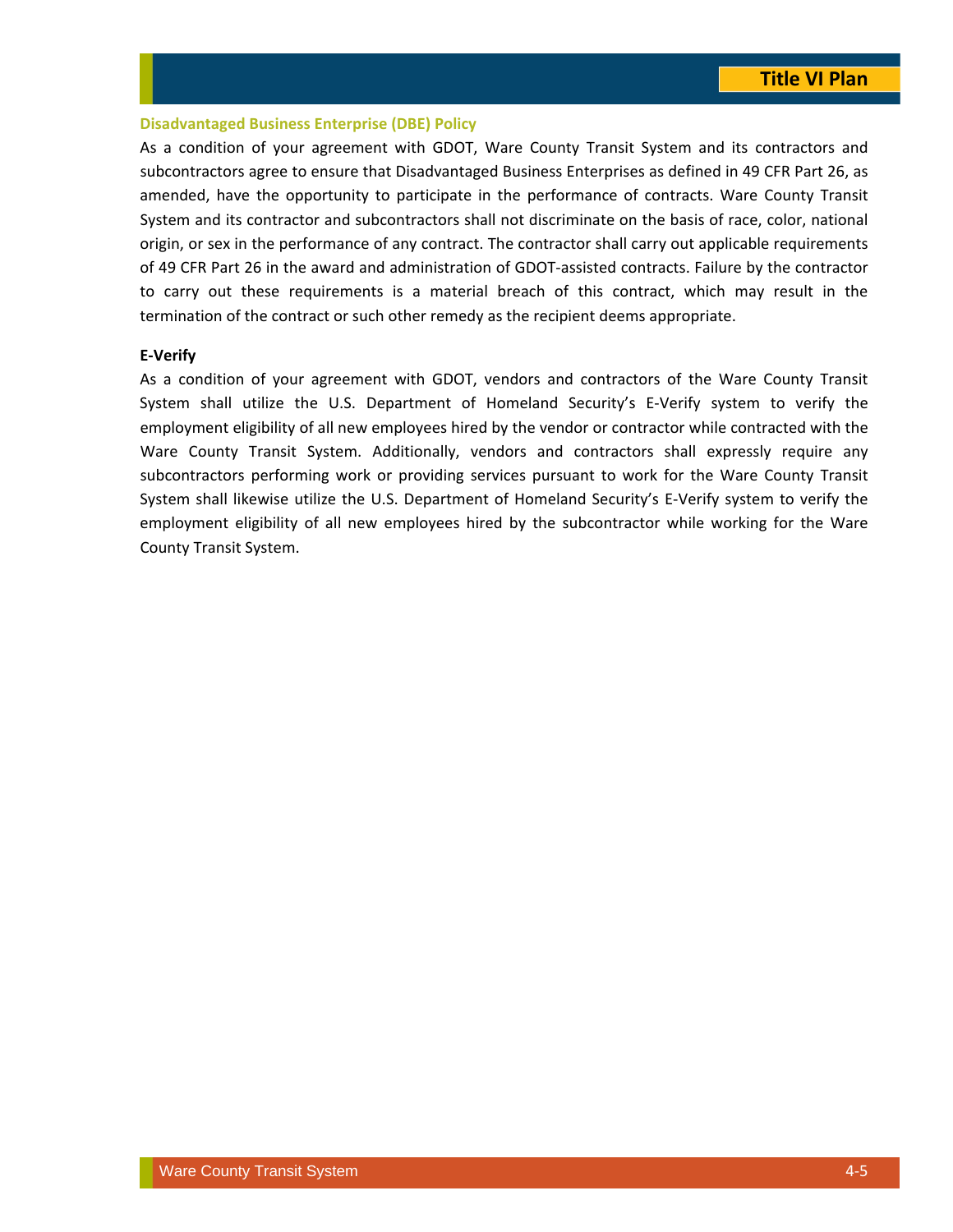### Disadvantaged Business Enterprise (DBE) Policy

As a condition of your agreement with GDOT, Ware County Transit System and its contractors and subcontractors agree to ensure that Disadvantaged Business Enterprises as defined in 49 CFR Part 26, as amended, have the opportunity to participate in the performance of contracts. Ware County Transit System and its contractor and subcontractors shall not discriminate on the basis of race, color, national origin, or sex in the performance of any contract. The contractor shall carry out applicable requirements of 49 CFR Part 26 in the award and administration of GDOT-assisted contracts. Failure by the contractor to carry out these requirements is a material breach of this contract, which may result in the termination of the contract or such other remedy as the recipient deems appropriate.

### E-Verify

As a condition of your agreement with GDOT, vendors and contractors of the Ware County Transit System shall utilize the U.S. Department of Homeland Security's E-Verify system to verify the employment eligibility of all new employees hired by the vendor or contractor while contracted with the Ware County Transit System. Additionally, vendors and contractors shall expressly require any subcontractors performing work or providing services pursuant to work for the Ware County Transit System shall likewise utilize the U.S. Department of Homeland Security's E-Verify system to verify the employment eligibility of all new employees hired by the subcontractor while working for the Ware County Transit System.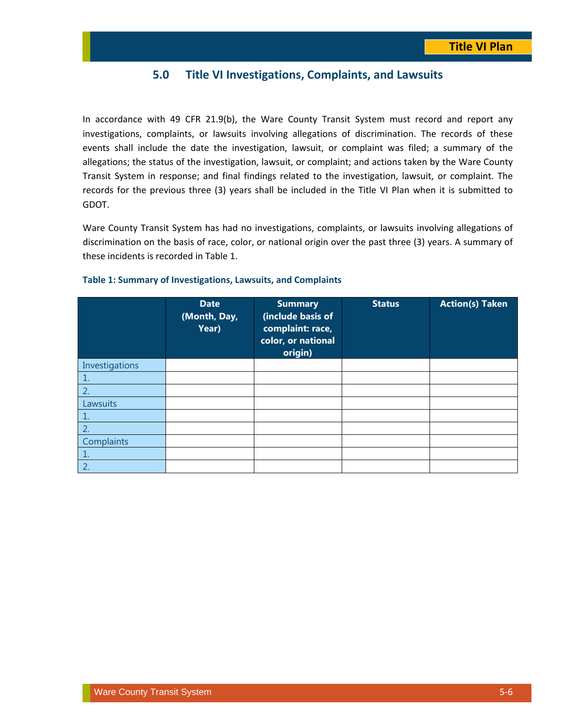## 5.0 Title VI Investigations, Complaints, and Lawsuits

In accordance with 49 CFR 21.9(b), the Ware County Transit System must record and report any investigations, complaints, or lawsuits involving allegations of discrimination. The records of these events shall include the date the investigation, lawsuit, or complaint was filed; a summary of the allegations; the status of the investigation, lawsuit, or complaint; and actions taken by the Ware County Transit System in response; and final findings related to the investigation, lawsuit, or complaint. The records for the previous three (3) years shall be included in the Title VI Plan when it is submitted to GDOT.

Ware County Transit System has had no investigations, complaints, or lawsuits involving allegations of discrimination on the basis of race, color, or national origin over the past three (3) years. A summary of these incidents is recorded in Table 1.

**Table 1: Summary of Investigations, Lawsuits, and Complaints**

| | Date (Month, Day, Year) | Summary (include basis of complaint: race, color, or national origin) | Status | Action(s) Taken |
|---|---|---|---|---|
| Investigations | | | | |
| 1. | | | | |
| 2. | | | | |
| Lawsuits | | | | |
| 1. | | | | |
| 2. | | | | |
| Complaints | | | | |
| 1. | | | | |
| 2. | | | | |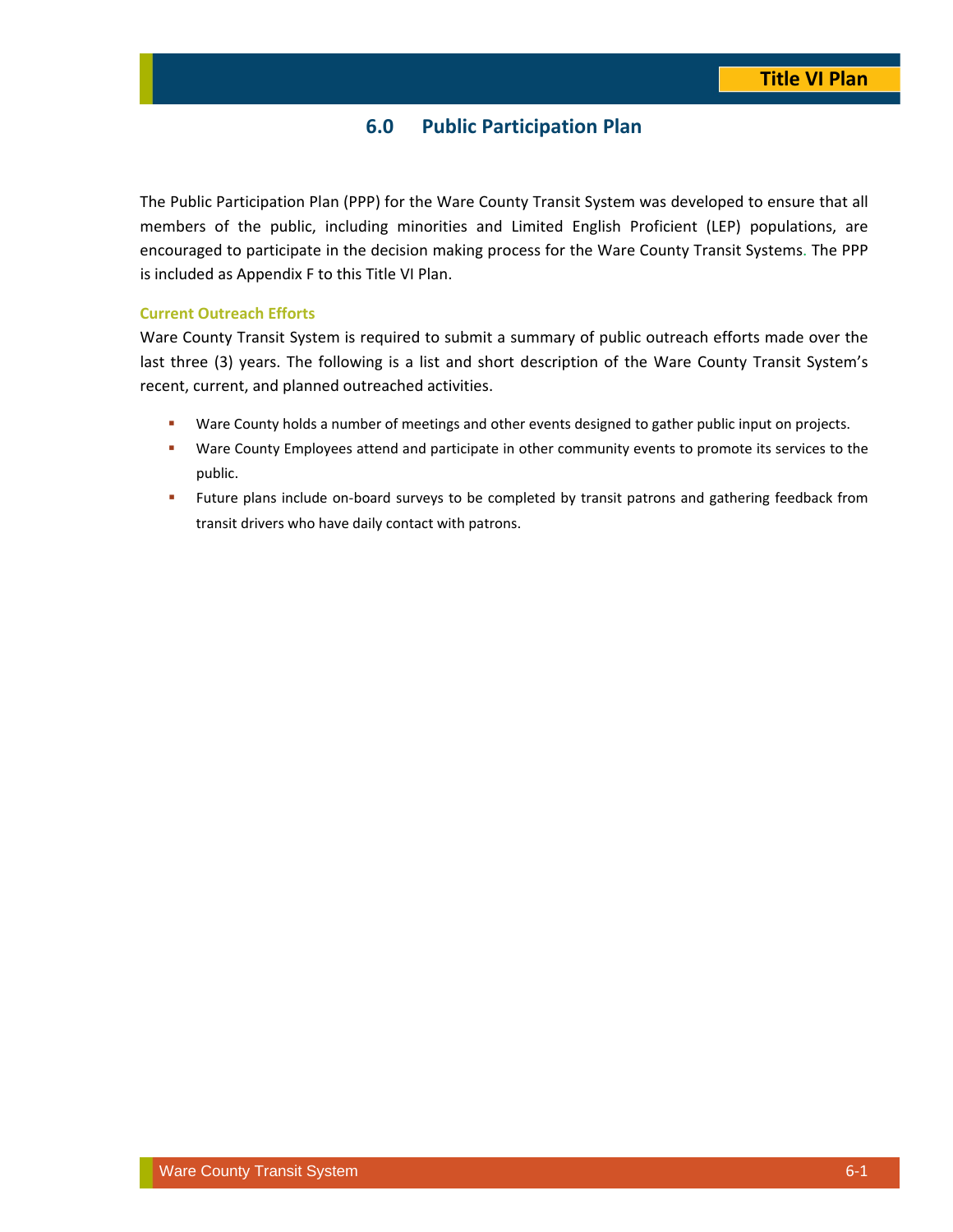## 6.0 Public Participation Plan

The Public Participation Plan (PPP) for the Ware County Transit System was developed to ensure that all members of the public, including minorities and Limited English Proficient (LEP) populations, are encouraged to participate in the decision making process for the Ware County Transit Systems. The PPP is included as Appendix F to this Title VI Plan.

### Current Outreach Efforts

Ware County Transit System is required to submit a summary of public outreach efforts made over the last three (3) years. The following is a list and short description of the Ware County Transit System's recent, current, and planned outreached activities.

- Ware County holds a number of meetings and other events designed to gather public input on projects.
- Ware County Employees attend and participate in other community events to promote its services to the public.
- Future plans include on-board surveys to be completed by transit patrons and gathering feedback from transit drivers who have daily contact with patrons.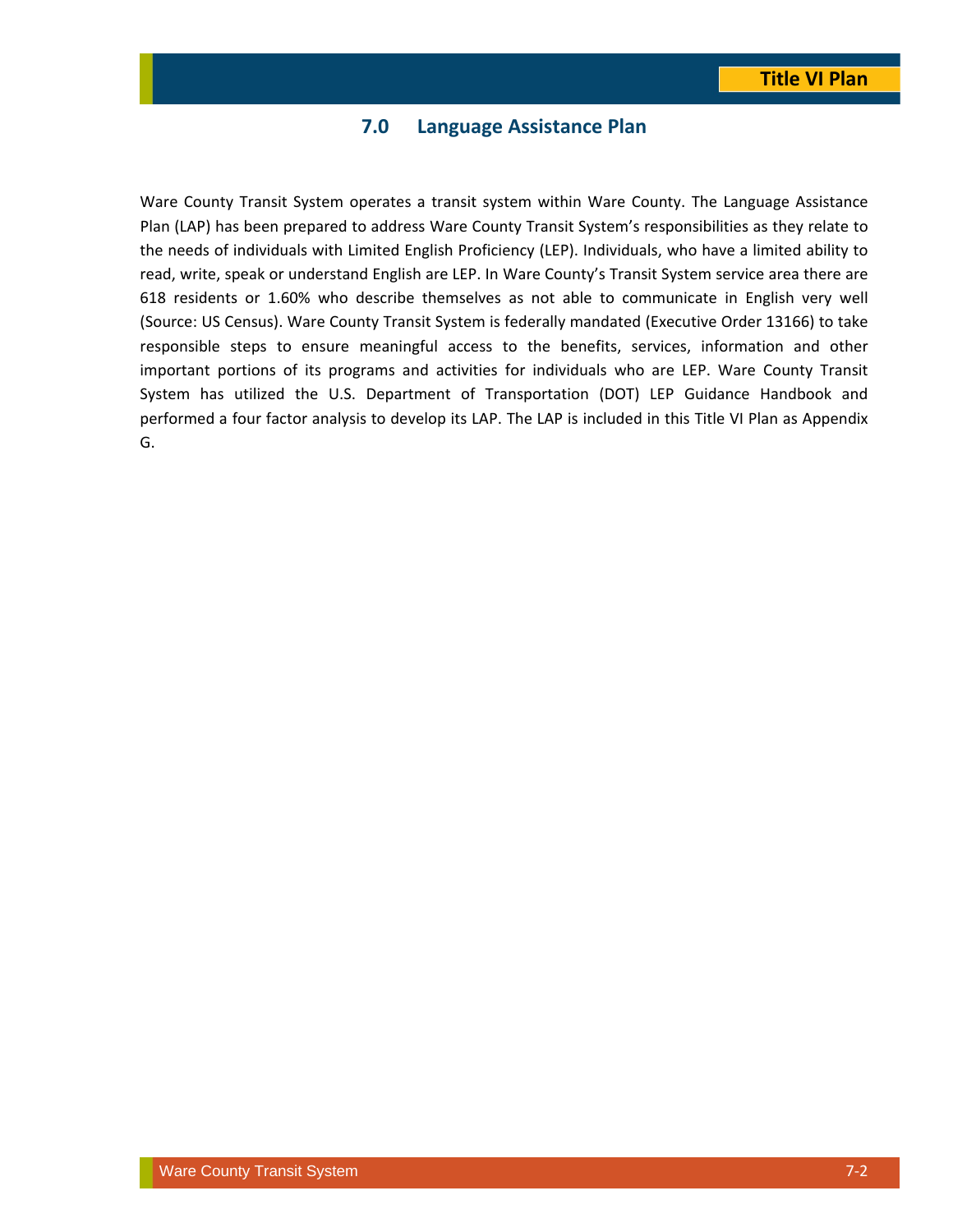## 7.0 Language Assistance Plan

Ware County Transit System operates a transit system within Ware County. The Language Assistance Plan (LAP) has been prepared to address Ware County Transit System's responsibilities as they relate to the needs of individuals with Limited English Proficiency (LEP). Individuals, who have a limited ability to read, write, speak or understand English are LEP. In Ware County's Transit System service area there are 618 residents or 1.60% who describe themselves as not able to communicate in English very well (Source: US Census). Ware County Transit System is federally mandated (Executive Order 13166) to take responsible steps to ensure meaningful access to the benefits, services, information and other important portions of its programs and activities for individuals who are LEP. Ware County Transit System has utilized the U.S. Department of Transportation (DOT) LEP Guidance Handbook and performed a four factor analysis to develop its LAP. The LAP is included in this Title VI Plan as Appendix G.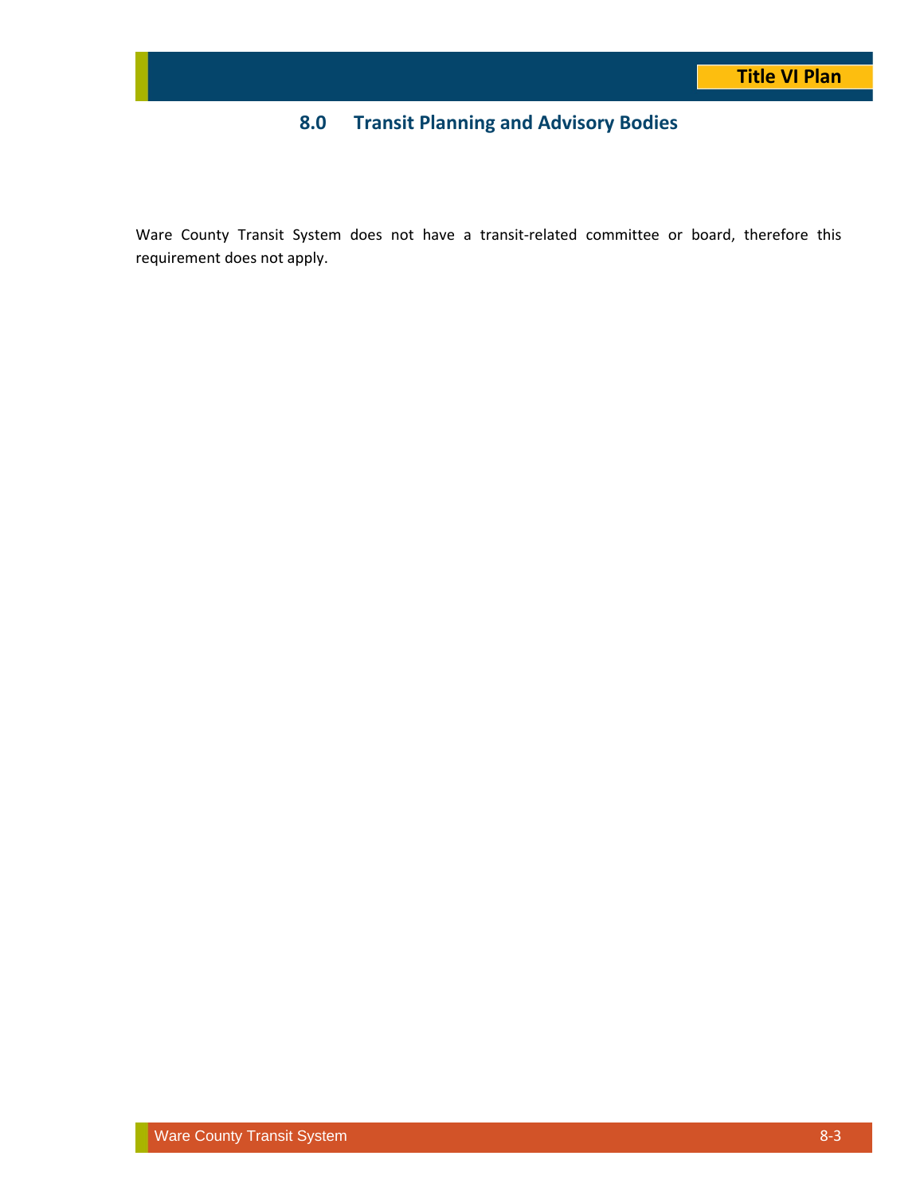## 8.0 Transit Planning and Advisory Bodies

Ware County Transit System does not have a transit-related committee or board, therefore this requirement does not apply.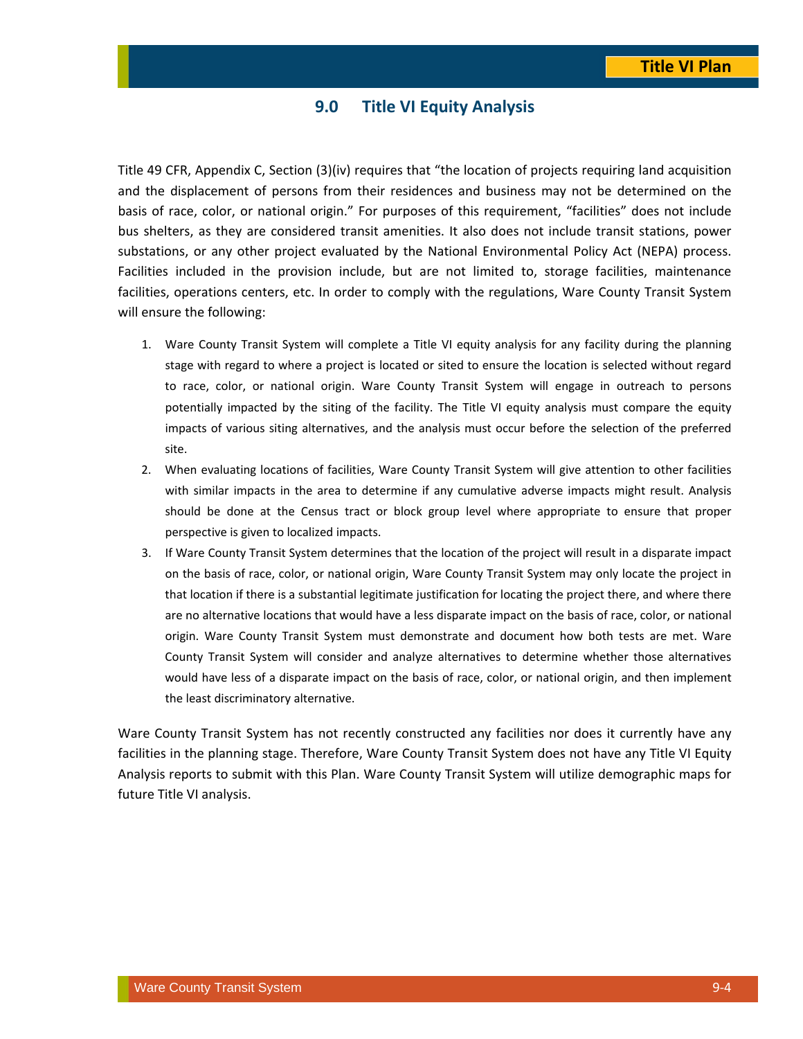## 9.0 Title VI Equity Analysis

Title 49 CFR, Appendix C, Section (3)(iv) requires that "the location of projects requiring land acquisition and the displacement of persons from their residences and business may not be determined on the basis of race, color, or national origin." For purposes of this requirement, "facilities" does not include bus shelters, as they are considered transit amenities. It also does not include transit stations, power substations, or any other project evaluated by the National Environmental Policy Act (NEPA) process. Facilities included in the provision include, but are not limited to, storage facilities, maintenance facilities, operations centers, etc. In order to comply with the regulations, Ware County Transit System will ensure the following:

1. Ware County Transit System will complete a Title VI equity analysis for any facility during the planning stage with regard to where a project is located or sited to ensure the location is selected without regard to race, color, or national origin. Ware County Transit System will engage in outreach to persons potentially impacted by the siting of the facility. The Title VI equity analysis must compare the equity impacts of various siting alternatives, and the analysis must occur before the selection of the preferred site.
2. When evaluating locations of facilities, Ware County Transit System will give attention to other facilities with similar impacts in the area to determine if any cumulative adverse impacts might result. Analysis should be done at the Census tract or block group level where appropriate to ensure that proper perspective is given to localized impacts.
3. If Ware County Transit System determines that the location of the project will result in a disparate impact on the basis of race, color, or national origin, Ware County Transit System may only locate the project in that location if there is a substantial legitimate justification for locating the project there, and where there are no alternative locations that would have a less disparate impact on the basis of race, color, or national origin. Ware County Transit System must demonstrate and document how both tests are met. Ware County Transit System will consider and analyze alternatives to determine whether those alternatives would have less of a disparate impact on the basis of race, color, or national origin, and then implement the least discriminatory alternative.

Ware County Transit System has not recently constructed any facilities nor does it currently have any facilities in the planning stage. Therefore, Ware County Transit System does not have any Title VI Equity Analysis reports to submit with this Plan. Ware County Transit System will utilize demographic maps for future Title VI analysis.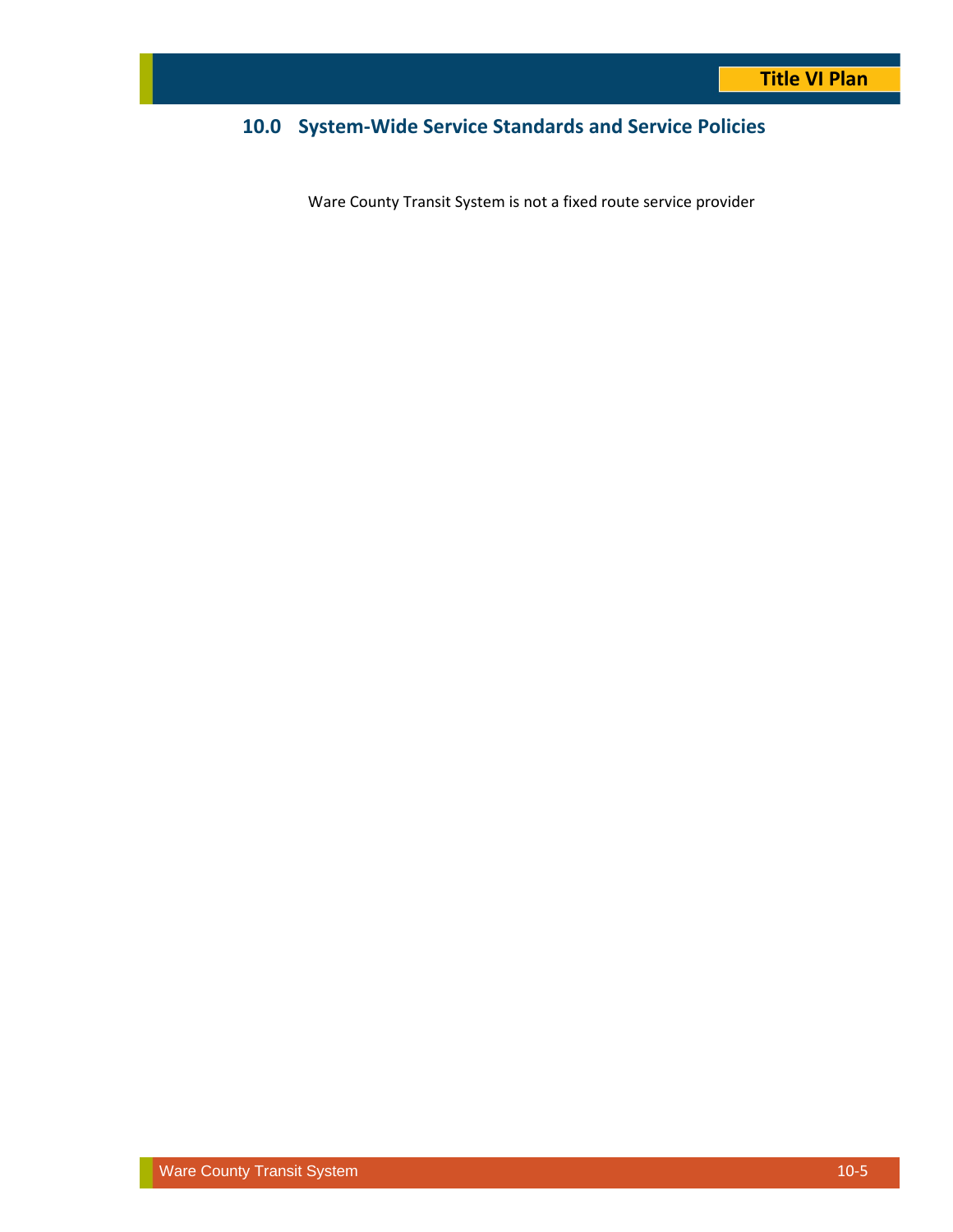## 10.0 System-Wide Service Standards and Service Policies

Ware County Transit System is not a fixed route service provider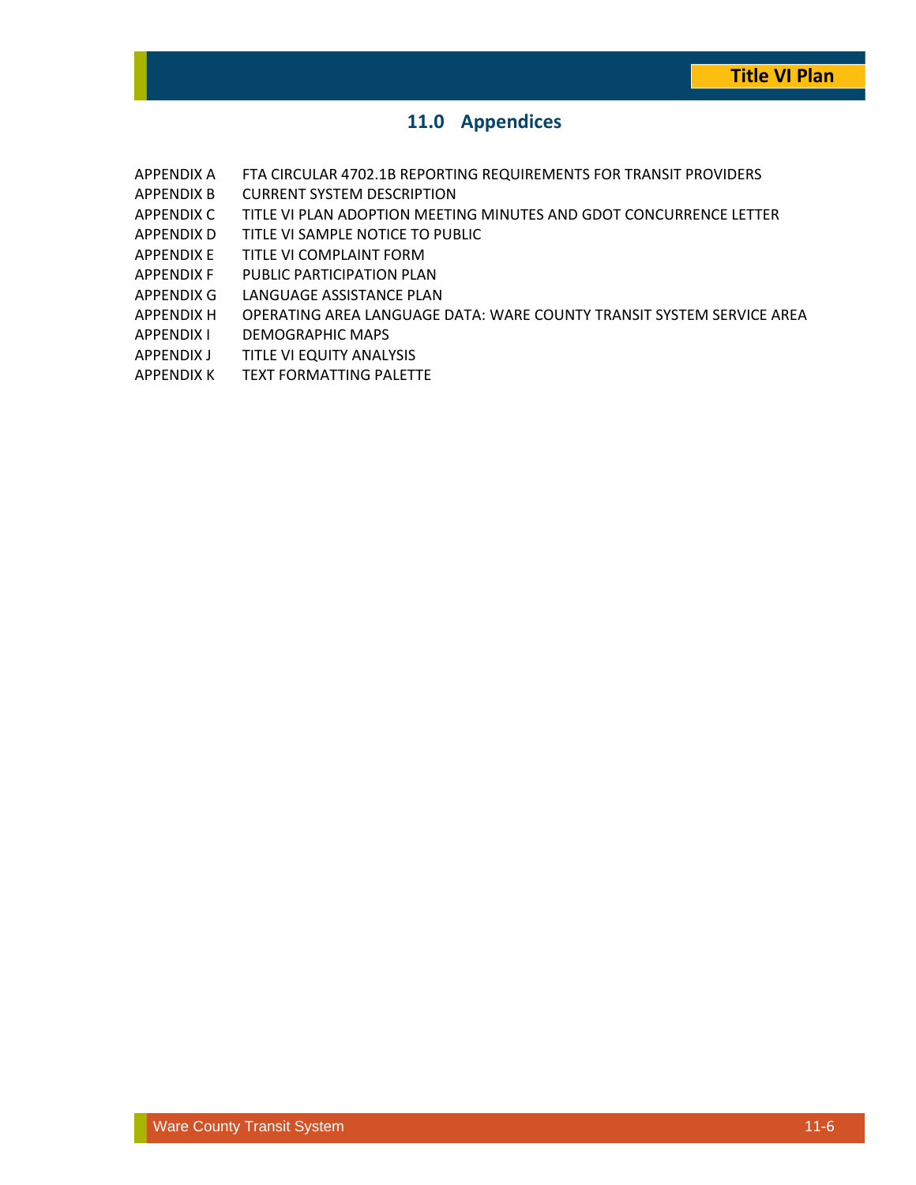# 11.0 Appendices

| | |
|---|---|
| APPENDIX A | FTA CIRCULAR 4702.1B REPORTING REQUIREMENTS FOR TRANSIT PROVIDERS |
| APPENDIX B | CURRENT SYSTEM DESCRIPTION |
| APPENDIX C | TITLE VI PLAN ADOPTION MEETING MINUTES AND GDOT CONCURRENCE LETTER |
| APPENDIX D | TITLE VI SAMPLE NOTICE TO PUBLIC |
| APPENDIX E | TITLE VI COMPLAINT FORM |
| APPENDIX F | PUBLIC PARTICIPATION PLAN |
| APPENDIX G | LANGUAGE ASSISTANCE PLAN |
| APPENDIX H | OPERATING AREA LANGUAGE DATA: WARE COUNTY TRANSIT SYSTEM SERVICE AREA |
| APPENDIX I | DEMOGRAPHIC MAPS |
| APPENDIX J | TITLE VI EQUITY ANALYSIS |
| APPENDIX K | TEXT FORMATTING PALETTE |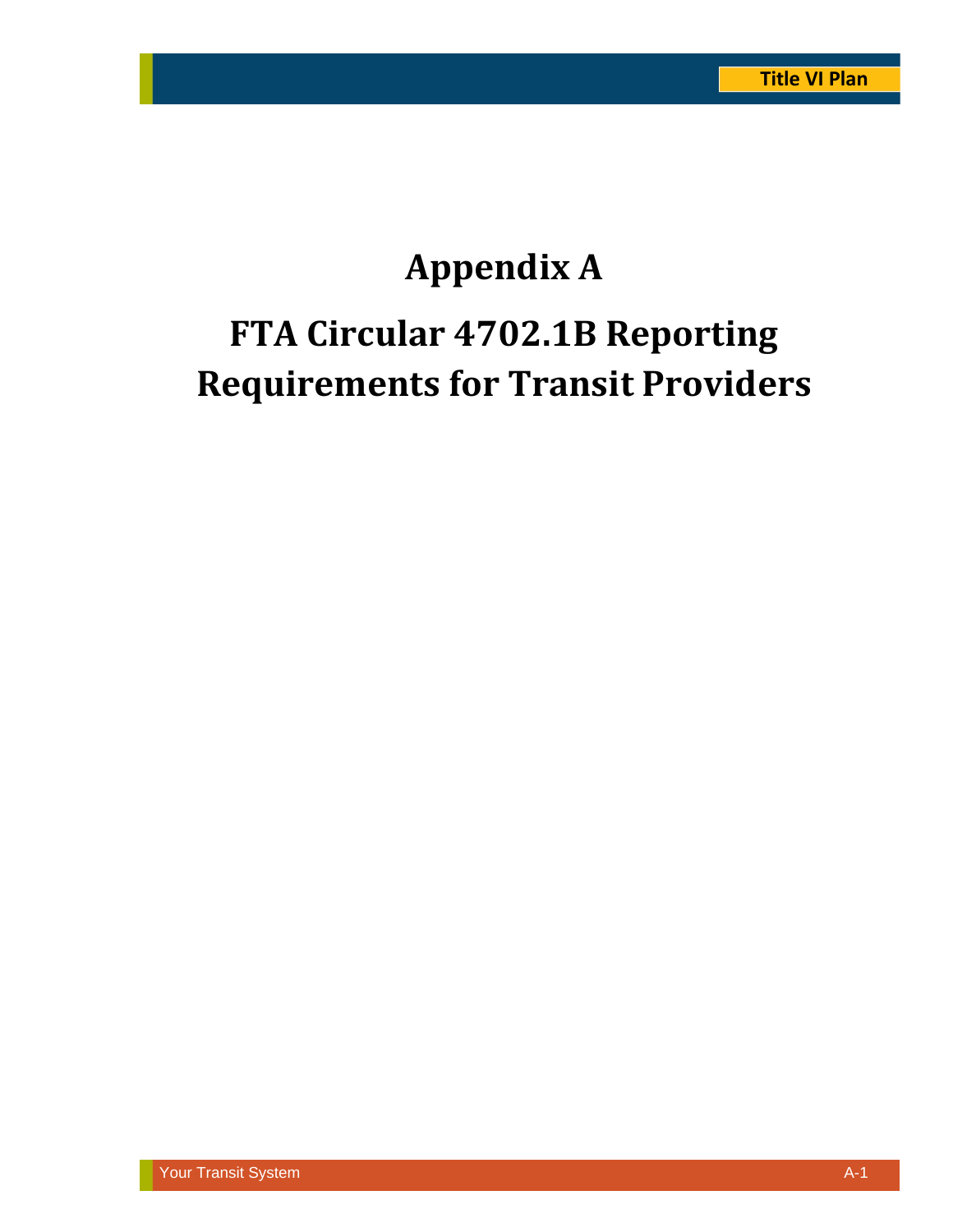# Appendix A

# FTA Circular 4702.1B Reporting Requirements for Transit Providers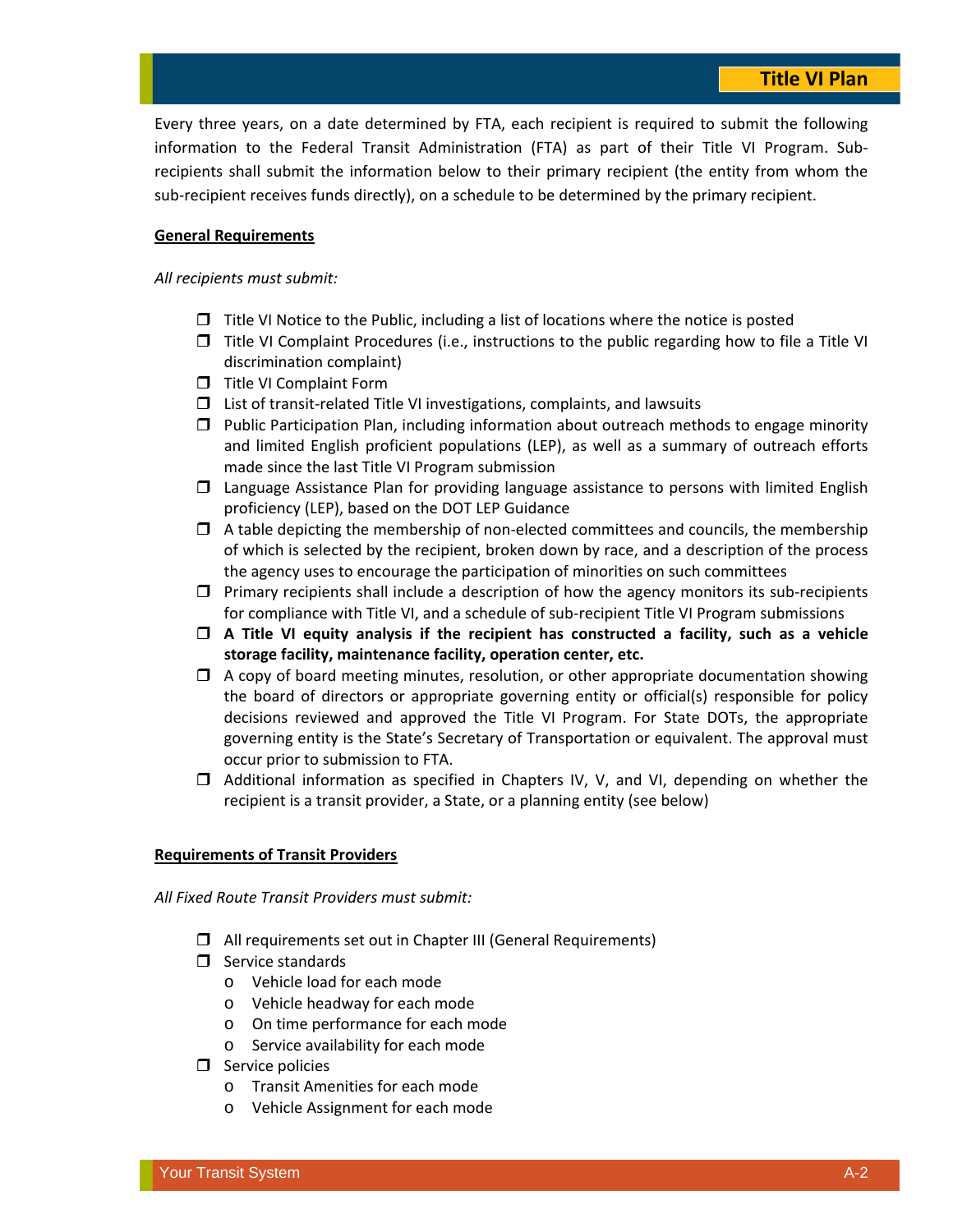Every three years, on a date determined by FTA, each recipient is required to submit the following information to the Federal Transit Administration (FTA) as part of their Title VI Program. Sub-recipients shall submit the information below to their primary recipient (the entity from whom the sub-recipient receives funds directly), on a schedule to be determined by the primary recipient.

**General Requirements**

*All recipients must submit:*

- ❒ Title VI Notice to the Public, including a list of locations where the notice is posted
- ❒ Title VI Complaint Procedures (i.e., instructions to the public regarding how to file a Title VI discrimination complaint)
- ❒ Title VI Complaint Form
- ❒ List of transit-related Title VI investigations, complaints, and lawsuits
- ❒ Public Participation Plan, including information about outreach methods to engage minority and limited English proficient populations (LEP), as well as a summary of outreach efforts made since the last Title VI Program submission
- ❒ Language Assistance Plan for providing language assistance to persons with limited English proficiency (LEP), based on the DOT LEP Guidance
- ❒ A table depicting the membership of non-elected committees and councils, the membership of which is selected by the recipient, broken down by race, and a description of the process the agency uses to encourage the participation of minorities on such committees
- ❒ Primary recipients shall include a description of how the agency monitors its sub-recipients for compliance with Title VI, and a schedule of sub-recipient Title VI Program submissions
- ❒ **A Title VI equity analysis if the recipient has constructed a facility, such as a vehicle storage facility, maintenance facility, operation center, etc.**
- ❒ A copy of board meeting minutes, resolution, or other appropriate documentation showing the board of directors or appropriate governing entity or official(s) responsible for policy decisions reviewed and approved the Title VI Program. For State DOTs, the appropriate governing entity is the State's Secretary of Transportation or equivalent. The approval must occur prior to submission to FTA.
- ❒ Additional information as specified in Chapters IV, V, and VI, depending on whether the recipient is a transit provider, a State, or a planning entity (see below)

**Requirements of Transit Providers**

*All Fixed Route Transit Providers must submit:*

- ❒ All requirements set out in Chapter III (General Requirements)
- ❒ Service standards
  - Vehicle load for each mode
  - Vehicle headway for each mode
  - On time performance for each mode
  - Service availability for each mode
- ❒ Service policies
  - Transit Amenities for each mode
  - Vehicle Assignment for each mode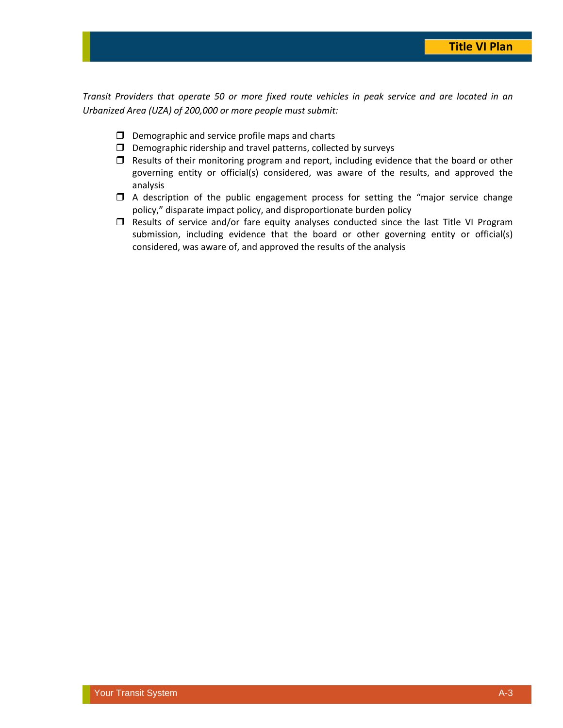*Transit Providers that operate 50 or more fixed route vehicles in peak service and are located in an Urbanized Area (UZA) of 200,000 or more people must submit:*

- ❒ Demographic and service profile maps and charts
- ❒ Demographic ridership and travel patterns, collected by surveys
- ❒ Results of their monitoring program and report, including evidence that the board or other governing entity or official(s) considered, was aware of the results, and approved the analysis
- ❒ A description of the public engagement process for setting the "major service change policy," disparate impact policy, and disproportionate burden policy
- ❒ Results of service and/or fare equity analyses conducted since the last Title VI Program submission, including evidence that the board or other governing entity or official(s) considered, was aware of, and approved the results of the analysis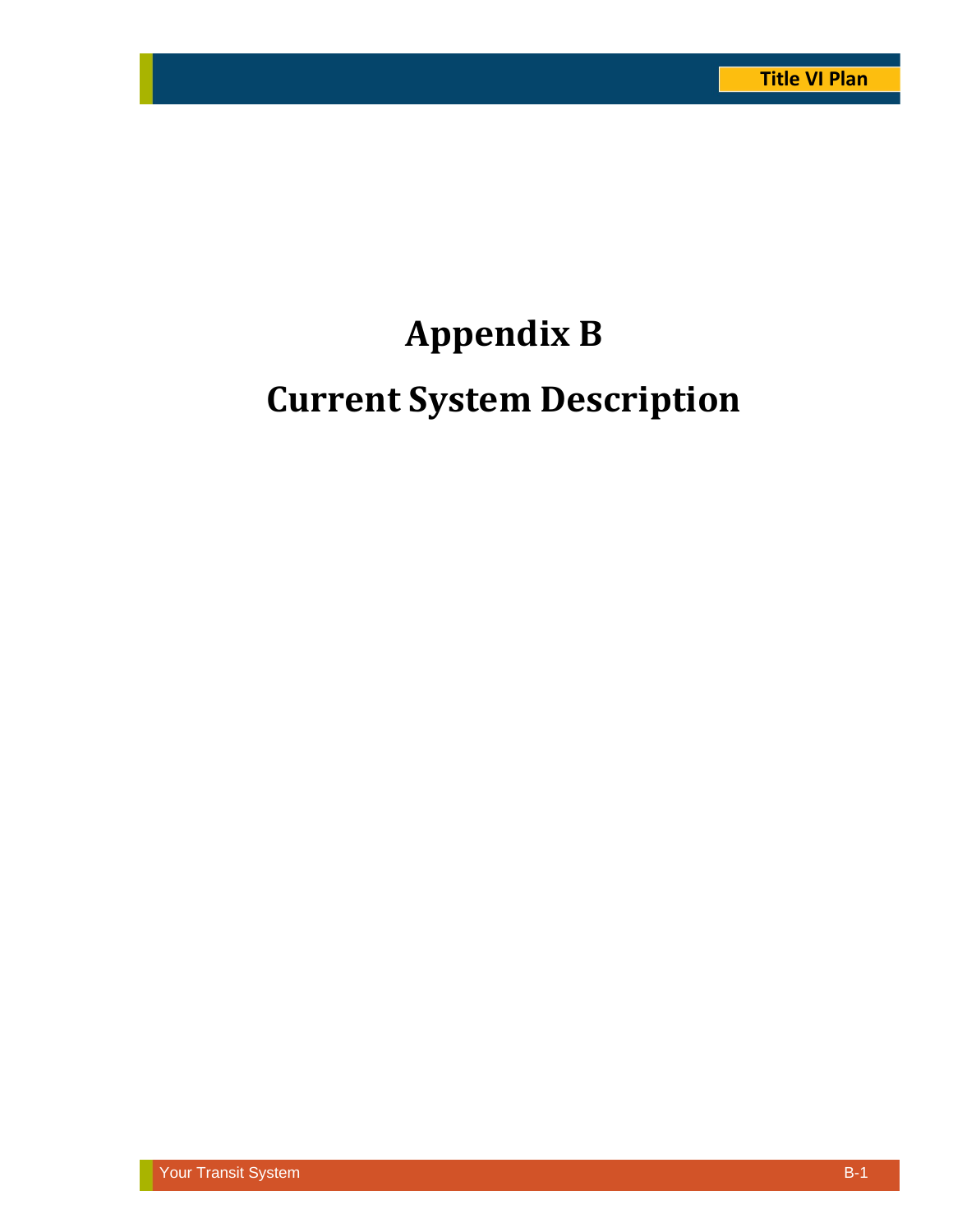# Appendix B

# Current System Description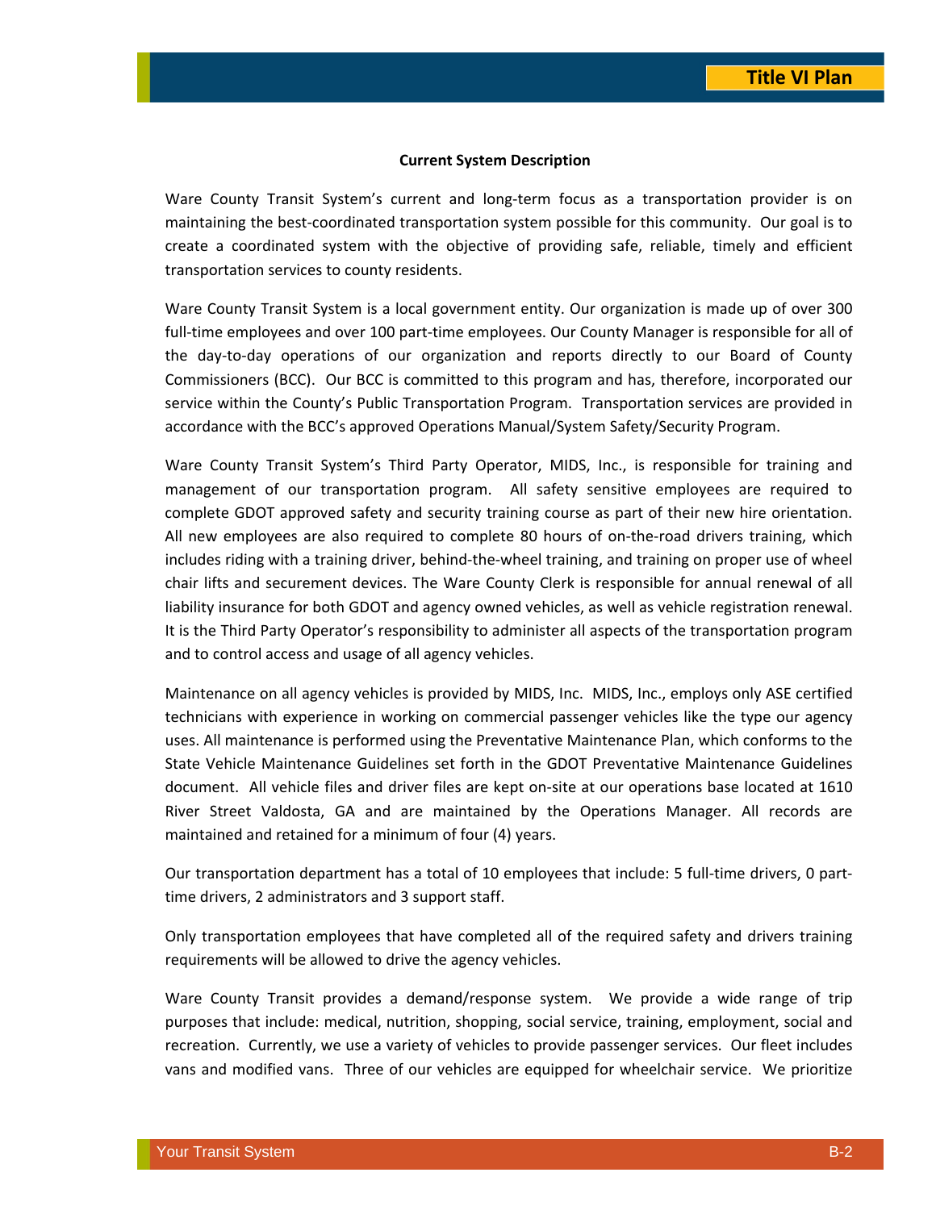### Current System Description

Ware County Transit System's current and long-term focus as a transportation provider is on maintaining the best-coordinated transportation system possible for this community. Our goal is to create a coordinated system with the objective of providing safe, reliable, timely and efficient transportation services to county residents.

Ware County Transit System is a local government entity. Our organization is made up of over 300 full-time employees and over 100 part-time employees. Our County Manager is responsible for all of the day-to-day operations of our organization and reports directly to our Board of County Commissioners (BCC). Our BCC is committed to this program and has, therefore, incorporated our service within the County's Public Transportation Program. Transportation services are provided in accordance with the BCC's approved Operations Manual/System Safety/Security Program.

Ware County Transit System's Third Party Operator, MIDS, Inc., is responsible for training and management of our transportation program. All safety sensitive employees are required to complete GDOT approved safety and security training course as part of their new hire orientation. All new employees are also required to complete 80 hours of on-the-road drivers training, which includes riding with a training driver, behind-the-wheel training, and training on proper use of wheel chair lifts and securement devices. The Ware County Clerk is responsible for annual renewal of all liability insurance for both GDOT and agency owned vehicles, as well as vehicle registration renewal. It is the Third Party Operator's responsibility to administer all aspects of the transportation program and to control access and usage of all agency vehicles.

Maintenance on all agency vehicles is provided by MIDS, Inc. MIDS, Inc., employs only ASE certified technicians with experience in working on commercial passenger vehicles like the type our agency uses. All maintenance is performed using the Preventative Maintenance Plan, which conforms to the State Vehicle Maintenance Guidelines set forth in the GDOT Preventative Maintenance Guidelines document. All vehicle files and driver files are kept on-site at our operations base located at 1610 River Street Valdosta, GA and are maintained by the Operations Manager. All records are maintained and retained for a minimum of four (4) years.

Our transportation department has a total of 10 employees that include: 5 full-time drivers, 0 part-time drivers, 2 administrators and 3 support staff.

Only transportation employees that have completed all of the required safety and drivers training requirements will be allowed to drive the agency vehicles.

Ware County Transit provides a demand/response system. We provide a wide range of trip purposes that include: medical, nutrition, shopping, social service, training, employment, social and recreation. Currently, we use a variety of vehicles to provide passenger services. Our fleet includes vans and modified vans. Three of our vehicles are equipped for wheelchair service. We prioritize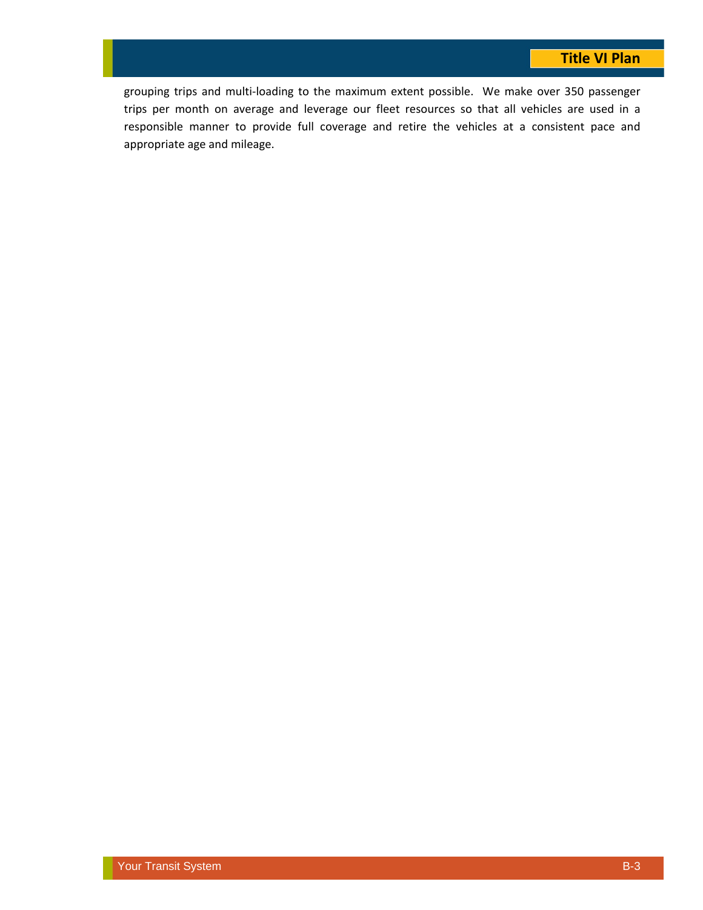grouping trips and multi-loading to the maximum extent possible.  We make over 350 passenger trips per month on average and leverage our fleet resources so that all vehicles are used in a responsible manner to provide full coverage and retire the vehicles at a consistent pace and appropriate age and mileage.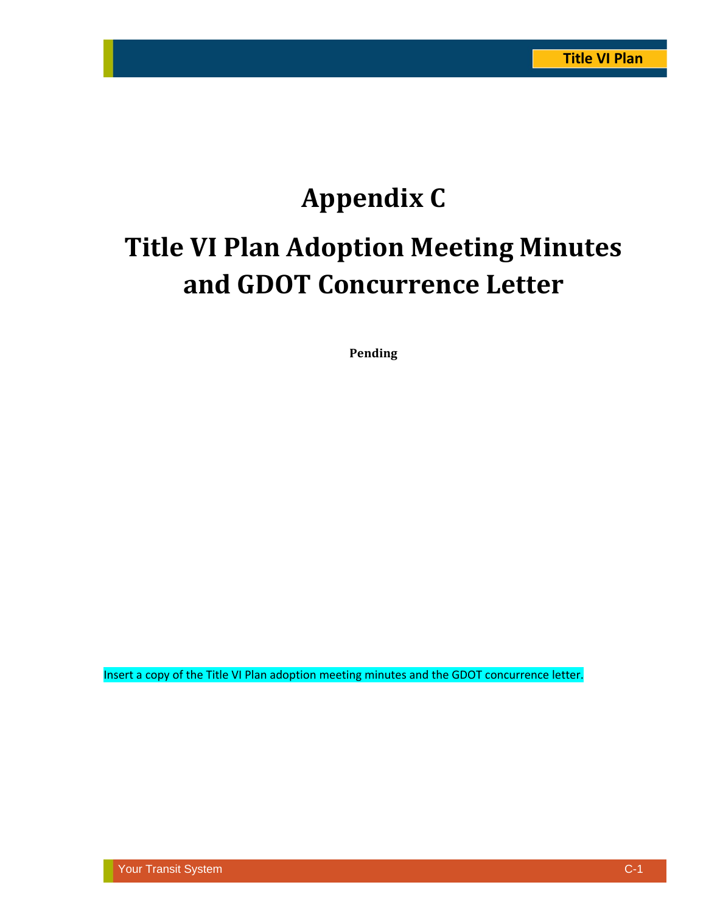# Appendix C

# Title VI Plan Adoption Meeting Minutes and GDOT Concurrence Letter

**Pending**

Insert a copy of the Title VI Plan adoption meeting minutes and the GDOT concurrence letter.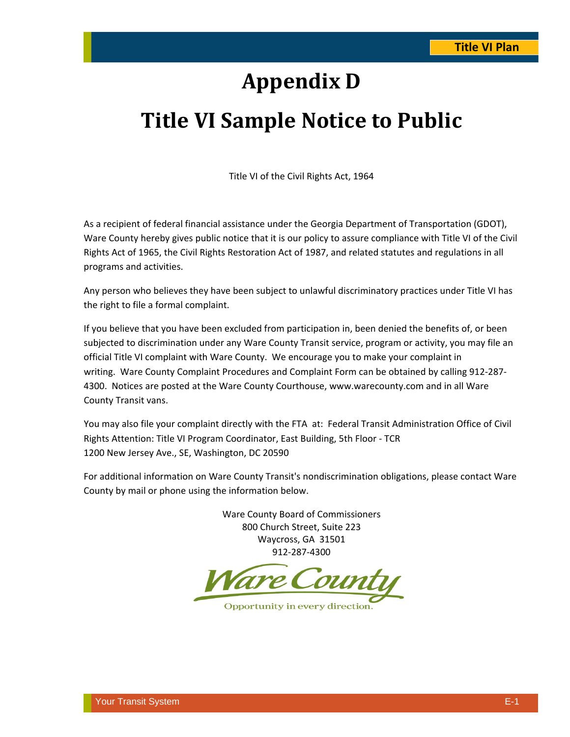# Appendix D

# Title VI Sample Notice to Public

Title VI of the Civil Rights Act, 1964

As a recipient of federal financial assistance under the Georgia Department of Transportation (GDOT), Ware County hereby gives public notice that it is our policy to assure compliance with Title VI of the Civil Rights Act of 1965, the Civil Rights Restoration Act of 1987, and related statutes and regulations in all programs and activities.

Any person who believes they have been subject to unlawful discriminatory practices under Title VI has the right to file a formal complaint.

If you believe that you have been excluded from participation in, been denied the benefits of, or been subjected to discrimination under any Ware County Transit service, program or activity, you may file an official Title VI complaint with Ware County. We encourage you to make your complaint in writing. Ware County Complaint Procedures and Complaint Form can be obtained by calling 912-287-4300. Notices are posted at the Ware County Courthouse, www.warecounty.com and in all Ware County Transit vans.

You may also file your complaint directly with the FTA at: Federal Transit Administration Office of Civil Rights Attention: Title VI Program Coordinator, East Building, 5th Floor - TCR
1200 New Jersey Ave., SE, Washington, DC 20590

For additional information on Ware County Transit's nondiscrimination obligations, please contact Ware County by mail or phone using the information below.

Ware County Board of Commissioners
800 Church Street, Suite 223
Waycross, GA 31501
912-287-4300

Ware County
Opportunity in every direction.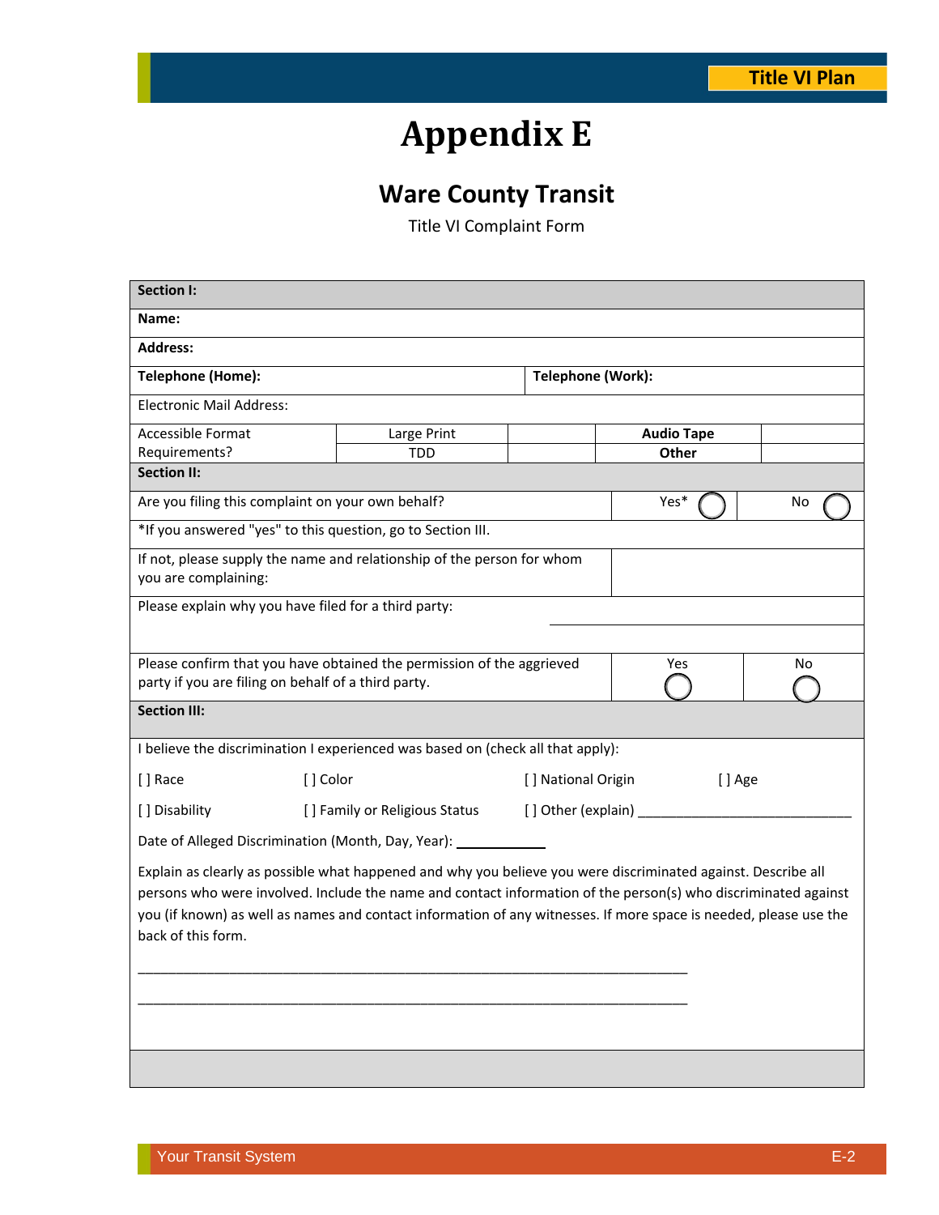# Appendix E

## Ware County Transit

Title VI Complaint Form

| Section I: | | | | | |
|---|---|---|---|---|---|
| **Name:** | | | | | |
| **Address:** | | | | | |
| **Telephone (Home):** | | | **Telephone (Work):** | | |
| Electronic Mail Address: | | | | | |
| Accessible Format Requirements? | Large Print | | **Audio Tape** | | |
| | TDD | | **Other** | | |
| **Section II:** | | | | | |
| Are you filing this complaint on your own behalf? | | | Yes* ◯ | No ◯ | |
| *If you answered "yes" to this question, go to Section III. | | | | | |
| If not, please supply the name and relationship of the person for whom you are complaining: | | | | | |
| Please explain why you have filed for a third party: | | | | | |
| Please confirm that you have obtained the permission of the aggrieved party if you are filing on behalf of a third party. | | | Yes ◯ | No ◯ | |
| **Section III:** | | | | | |

I believe the discrimination I experienced was based on (check all that apply):

[ ] Race [ ] Color [ ] National Origin [ ] Age

[ ] Disability [ ] Family or Religious Status [ ] Other (explain) ______________________________

Date of Alleged Discrimination (Month, Day, Year): ____________

Explain as clearly as possible what happened and why you believe you were discriminated against. Describe all persons who were involved. Include the name and contact information of the person(s) who discriminated against you (if known) as well as names and contact information of any witnesses. If more space is needed, please use the back of this form.

_____________________________________________________________________________

_____________________________________________________________________________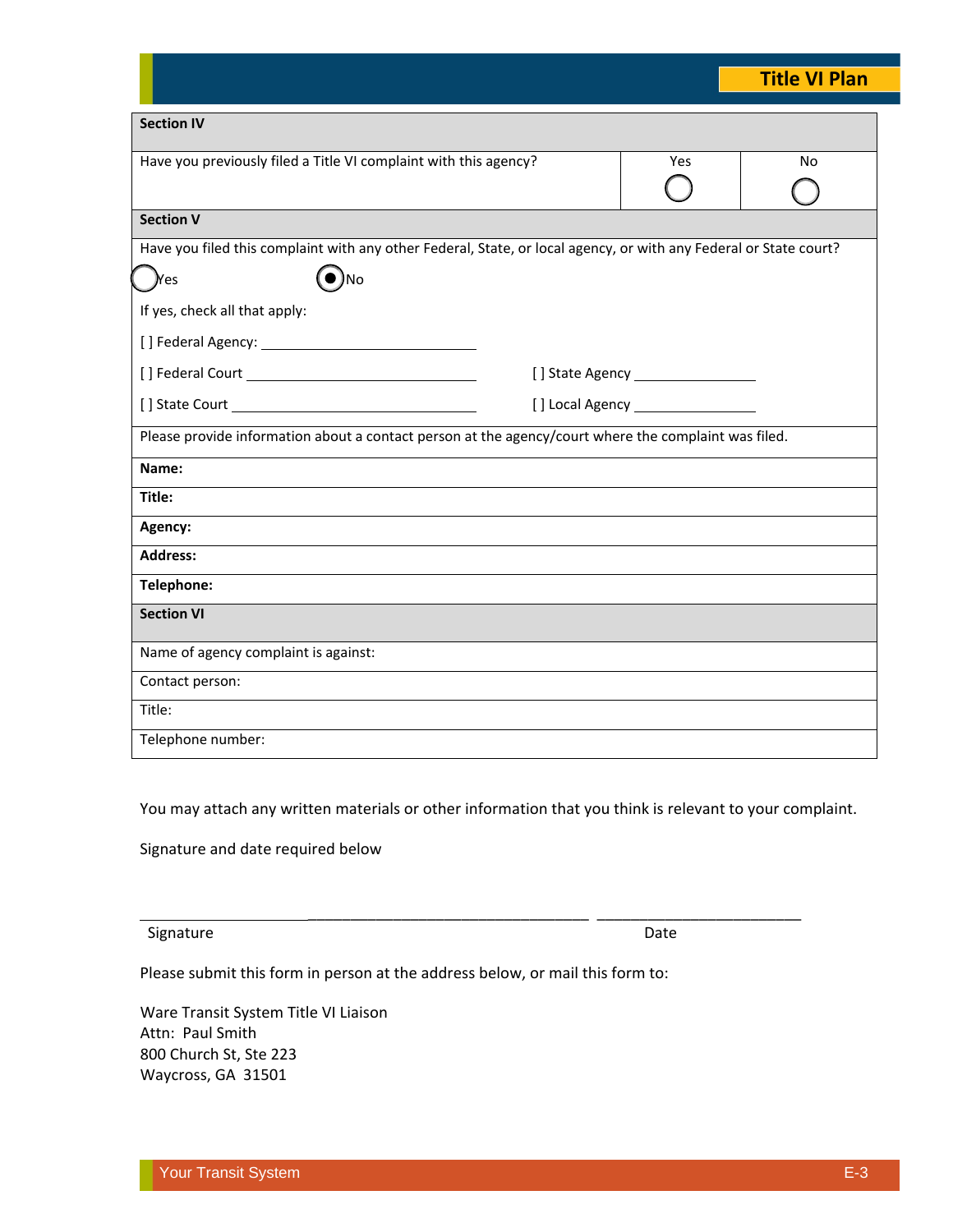| **Section IV** | | |
|---|---|---|
| Have you previously filed a Title VI complaint with this agency? | Yes ○ | No ○ |

| **Section V** | |
|---|---|
| Have you filed this complaint with any other Federal, State, or local agency, or with any Federal or State court?<br>○ Yes ◉ No<br>If yes, check all that apply:<br>[ ] Federal Agency: ______________________ | |
| [ ] Federal Court ______________________ | [ ] State Agency ______________ |
| [ ] State Court ______________________ | [ ] Local Agency ______________ |
| Please provide information about a contact person at the agency/court where the complaint was filed. | |
| **Name:** | |
| **Title:** | |
| **Agency:** | |
| **Address:** | |
| **Telephone:** | |

| **Section VI** |
|---|
| Name of agency complaint is against: |
| Contact person: |
| Title: |
| Telephone number: |

You may attach any written materials or other information that you think is relevant to your complaint.

Signature and date required below

_______________________________________________________ ______________________

Signature Date

Please submit this form in person at the address below, or mail this form to:

Ware Transit System Title VI Liaison
Attn: Paul Smith
800 Church St, Ste 223
Waycross, GA 31501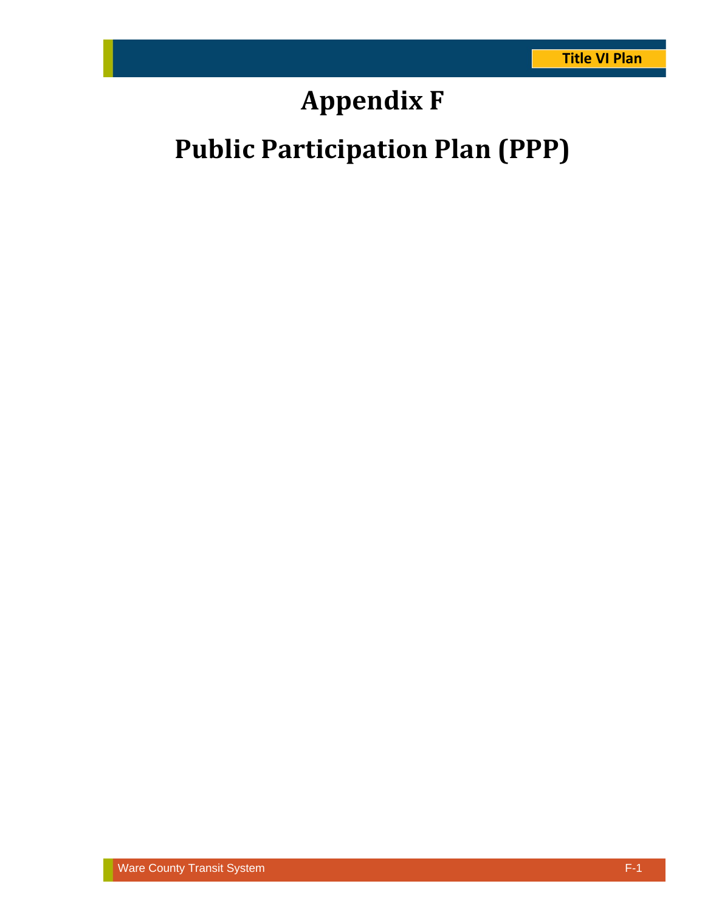# Appendix F

# Public Participation Plan (PPP)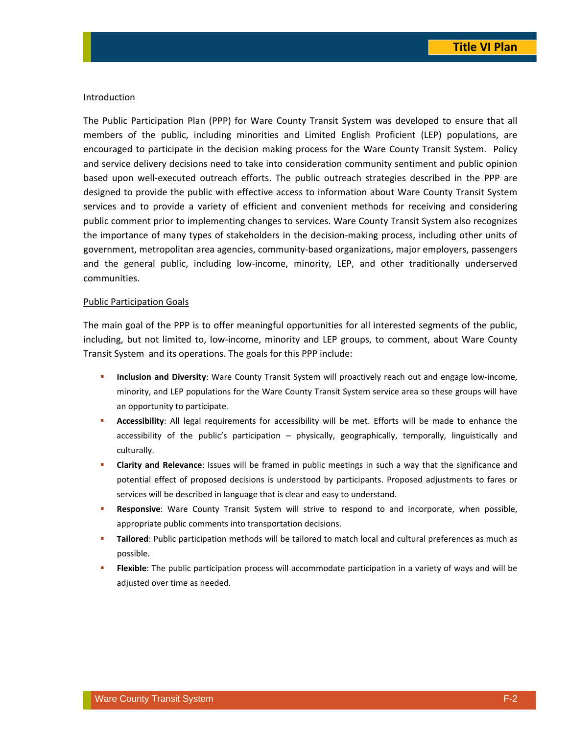## Introduction

The Public Participation Plan (PPP) for Ware County Transit System was developed to ensure that all members of the public, including minorities and Limited English Proficient (LEP) populations, are encouraged to participate in the decision making process for the Ware County Transit System. Policy and service delivery decisions need to take into consideration community sentiment and public opinion based upon well-executed outreach efforts. The public outreach strategies described in the PPP are designed to provide the public with effective access to information about Ware County Transit System services and to provide a variety of efficient and convenient methods for receiving and considering public comment prior to implementing changes to services. Ware County Transit System also recognizes the importance of many types of stakeholders in the decision-making process, including other units of government, metropolitan area agencies, community-based organizations, major employers, passengers and the general public, including low-income, minority, LEP, and other traditionally underserved communities.

## Public Participation Goals

The main goal of the PPP is to offer meaningful opportunities for all interested segments of the public, including, but not limited to, low-income, minority and LEP groups, to comment, about Ware County Transit System and its operations. The goals for this PPP include:

- **Inclusion and Diversity**: Ware County Transit System will proactively reach out and engage low-income, minority, and LEP populations for the Ware County Transit System service area so these groups will have an opportunity to participate.
- **Accessibility**: All legal requirements for accessibility will be met. Efforts will be made to enhance the accessibility of the public's participation – physically, geographically, temporally, linguistically and culturally.
- **Clarity and Relevance**: Issues will be framed in public meetings in such a way that the significance and potential effect of proposed decisions is understood by participants. Proposed adjustments to fares or services will be described in language that is clear and easy to understand.
- **Responsive**: Ware County Transit System will strive to respond to and incorporate, when possible, appropriate public comments into transportation decisions.
- **Tailored**: Public participation methods will be tailored to match local and cultural preferences as much as possible.
- **Flexible**: The public participation process will accommodate participation in a variety of ways and will be adjusted over time as needed.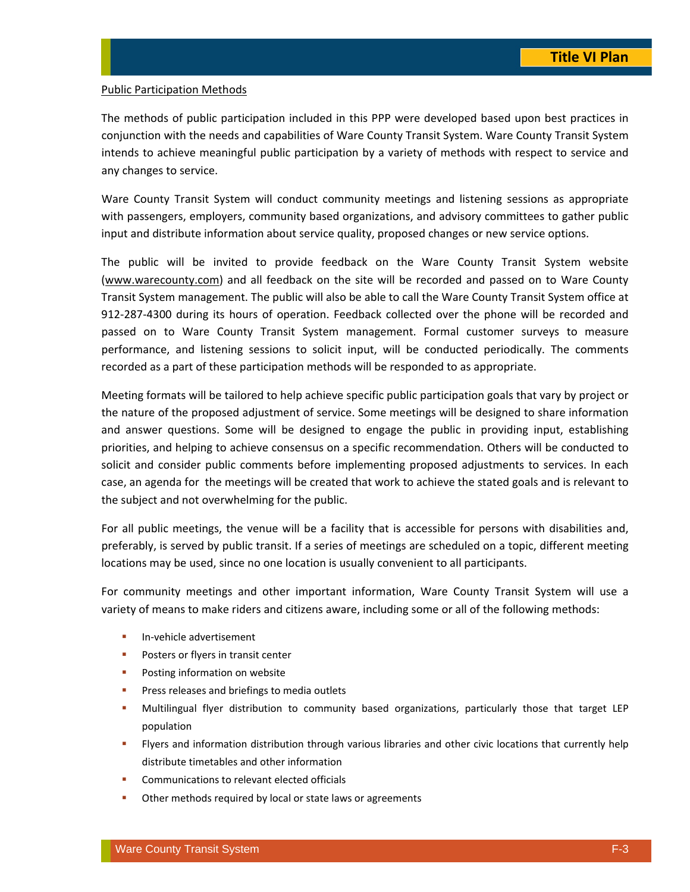Public Participation Methods

The methods of public participation included in this PPP were developed based upon best practices in conjunction with the needs and capabilities of Ware County Transit System. Ware County Transit System intends to achieve meaningful public participation by a variety of methods with respect to service and any changes to service.

Ware County Transit System will conduct community meetings and listening sessions as appropriate with passengers, employers, community based organizations, and advisory committees to gather public input and distribute information about service quality, proposed changes or new service options.

The public will be invited to provide feedback on the Ware County Transit System website (www.warecounty.com) and all feedback on the site will be recorded and passed on to Ware County Transit System management. The public will also be able to call the Ware County Transit System office at 912-287-4300 during its hours of operation. Feedback collected over the phone will be recorded and passed on to Ware County Transit System management. Formal customer surveys to measure performance, and listening sessions to solicit input, will be conducted periodically. The comments recorded as a part of these participation methods will be responded to as appropriate.

Meeting formats will be tailored to help achieve specific public participation goals that vary by project or the nature of the proposed adjustment of service. Some meetings will be designed to share information and answer questions. Some will be designed to engage the public in providing input, establishing priorities, and helping to achieve consensus on a specific recommendation. Others will be conducted to solicit and consider public comments before implementing proposed adjustments to services. In each case, an agenda for the meetings will be created that work to achieve the stated goals and is relevant to the subject and not overwhelming for the public.

For all public meetings, the venue will be a facility that is accessible for persons with disabilities and, preferably, is served by public transit. If a series of meetings are scheduled on a topic, different meeting locations may be used, since no one location is usually convenient to all participants.

For community meetings and other important information, Ware County Transit System will use a variety of means to make riders and citizens aware, including some or all of the following methods:

- In-vehicle advertisement
- Posters or flyers in transit center
- Posting information on website
- Press releases and briefings to media outlets
- Multilingual flyer distribution to community based organizations, particularly those that target LEP population
- Flyers and information distribution through various libraries and other civic locations that currently help distribute timetables and other information
- Communications to relevant elected officials
- Other methods required by local or state laws or agreements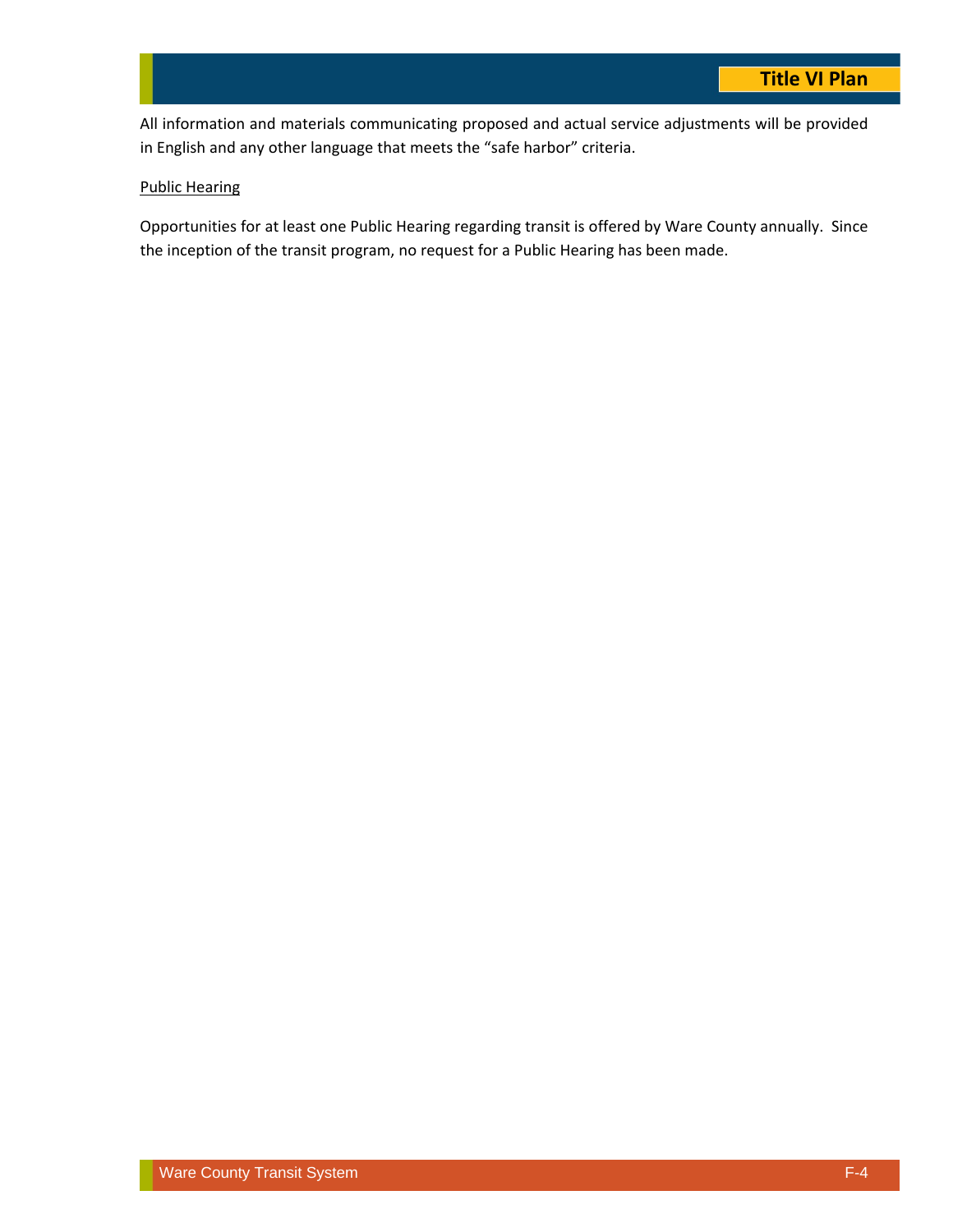All information and materials communicating proposed and actual service adjustments will be provided in English and any other language that meets the "safe harbor" criteria.

Public Hearing

Opportunities for at least one Public Hearing regarding transit is offered by Ware County annually. Since the inception of the transit program, no request for a Public Hearing has been made.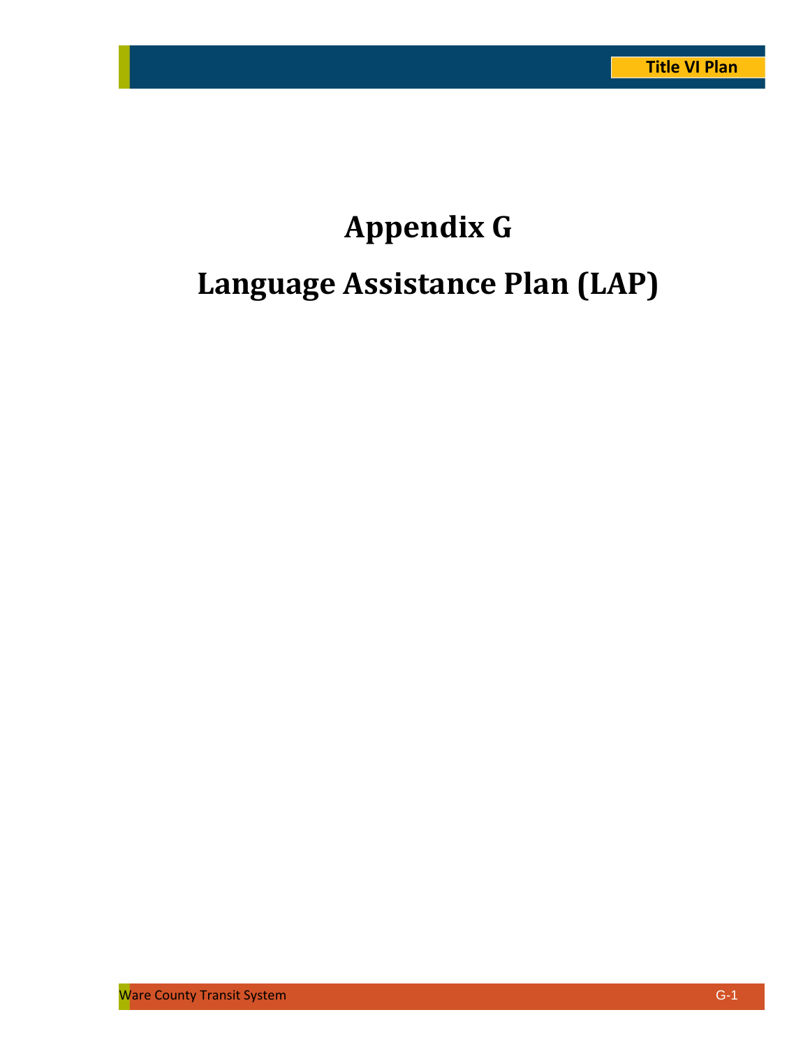# Appendix G

# Language Assistance Plan (LAP)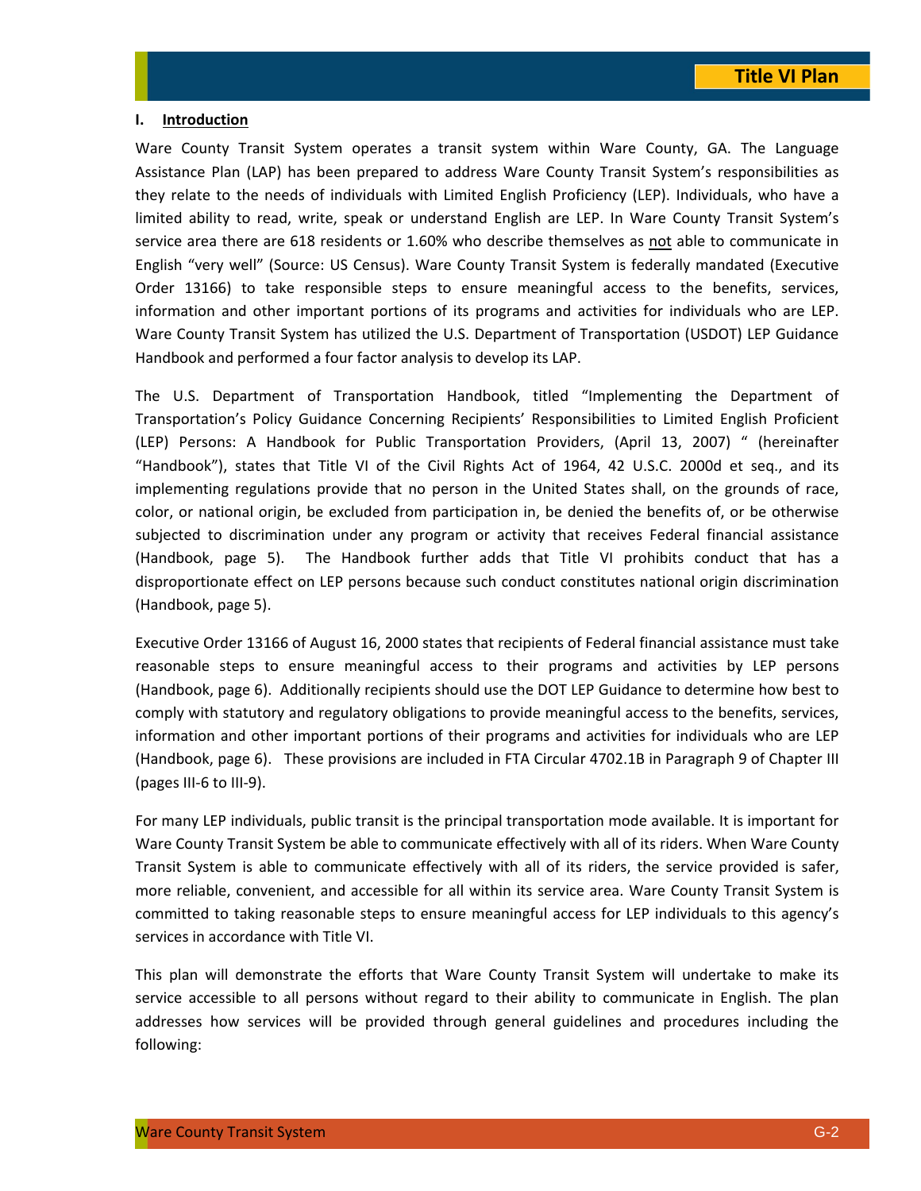## I. Introduction

Ware County Transit System operates a transit system within Ware County, GA. The Language Assistance Plan (LAP) has been prepared to address Ware County Transit System's responsibilities as they relate to the needs of individuals with Limited English Proficiency (LEP). Individuals, who have a limited ability to read, write, speak or understand English are LEP. In Ware County Transit System's service area there are 618 residents or 1.60% who describe themselves as <u>not</u> able to communicate in English "very well" (Source: US Census). Ware County Transit System is federally mandated (Executive Order 13166) to take responsible steps to ensure meaningful access to the benefits, services, information and other important portions of its programs and activities for individuals who are LEP. Ware County Transit System has utilized the U.S. Department of Transportation (USDOT) LEP Guidance Handbook and performed a four factor analysis to develop its LAP.

The U.S. Department of Transportation Handbook, titled "Implementing the Department of Transportation's Policy Guidance Concerning Recipients' Responsibilities to Limited English Proficient (LEP) Persons: A Handbook for Public Transportation Providers, (April 13, 2007) " (hereinafter "Handbook"), states that Title VI of the Civil Rights Act of 1964, 42 U.S.C. 2000d et seq., and its implementing regulations provide that no person in the United States shall, on the grounds of race, color, or national origin, be excluded from participation in, be denied the benefits of, or be otherwise subjected to discrimination under any program or activity that receives Federal financial assistance (Handbook, page 5). The Handbook further adds that Title VI prohibits conduct that has a disproportionate effect on LEP persons because such conduct constitutes national origin discrimination (Handbook, page 5).

Executive Order 13166 of August 16, 2000 states that recipients of Federal financial assistance must take reasonable steps to ensure meaningful access to their programs and activities by LEP persons (Handbook, page 6). Additionally recipients should use the DOT LEP Guidance to determine how best to comply with statutory and regulatory obligations to provide meaningful access to the benefits, services, information and other important portions of their programs and activities for individuals who are LEP (Handbook, page 6). These provisions are included in FTA Circular 4702.1B in Paragraph 9 of Chapter III (pages III-6 to III-9).

For many LEP individuals, public transit is the principal transportation mode available. It is important for Ware County Transit System be able to communicate effectively with all of its riders. When Ware County Transit System is able to communicate effectively with all of its riders, the service provided is safer, more reliable, convenient, and accessible for all within its service area. Ware County Transit System is committed to taking reasonable steps to ensure meaningful access for LEP individuals to this agency's services in accordance with Title VI.

This plan will demonstrate the efforts that Ware County Transit System will undertake to make its service accessible to all persons without regard to their ability to communicate in English. The plan addresses how services will be provided through general guidelines and procedures including the following: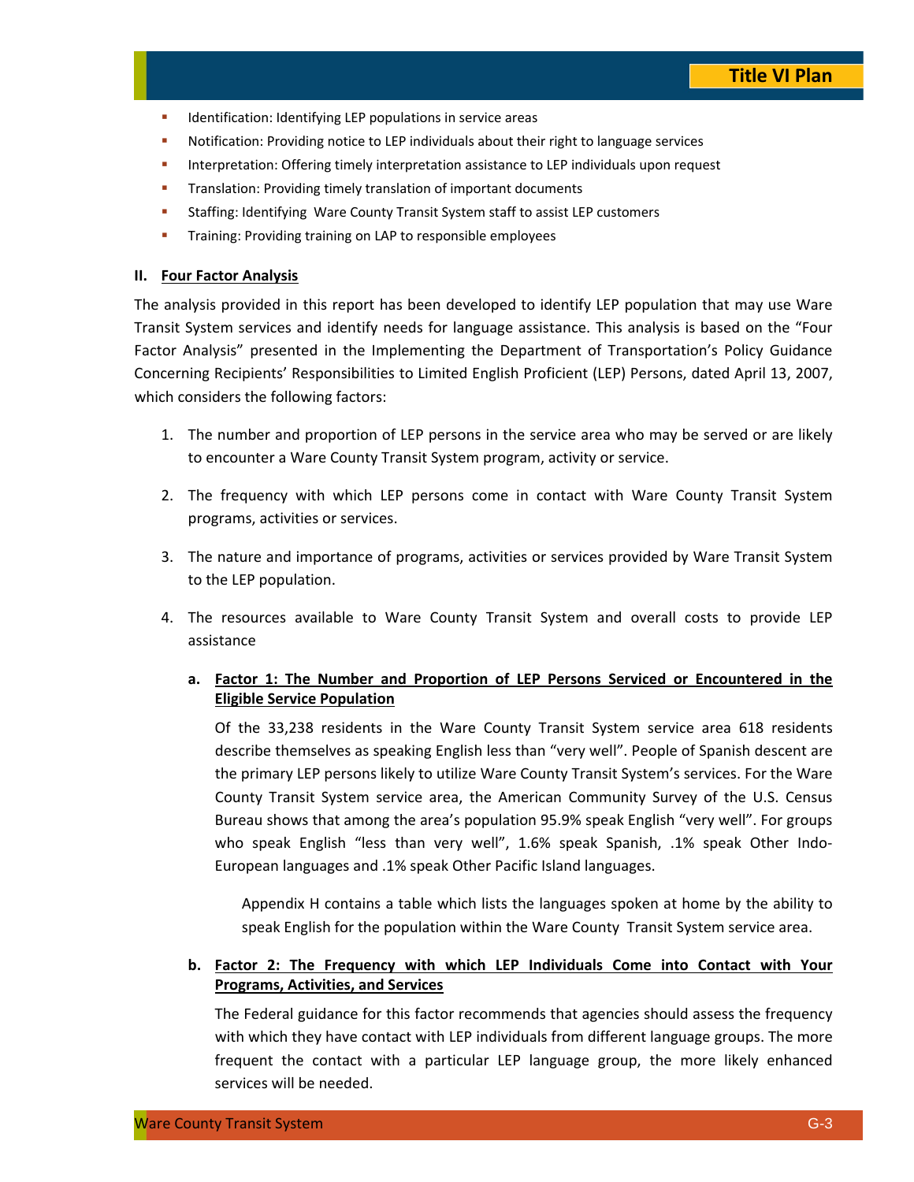- Identification: Identifying LEP populations in service areas
- Notification: Providing notice to LEP individuals about their right to language services
- Interpretation: Offering timely interpretation assistance to LEP individuals upon request
- Translation: Providing timely translation of important documents
- Staffing: Identifying Ware County Transit System staff to assist LEP customers
- Training: Providing training on LAP to responsible employees

## II. Four Factor Analysis

The analysis provided in this report has been developed to identify LEP population that may use Ware Transit System services and identify needs for language assistance. This analysis is based on the "Four Factor Analysis" presented in the Implementing the Department of Transportation's Policy Guidance Concerning Recipients' Responsibilities to Limited English Proficient (LEP) Persons, dated April 13, 2007, which considers the following factors:

1. The number and proportion of LEP persons in the service area who may be served or are likely to encounter a Ware County Transit System program, activity or service.
2. The frequency with which LEP persons come in contact with Ware County Transit System programs, activities or services.
3. The nature and importance of programs, activities or services provided by Ware Transit System to the LEP population.
4. The resources available to Ware County Transit System and overall costs to provide LEP assistance

### a. Factor 1: The Number and Proportion of LEP Persons Serviced or Encountered in the Eligible Service Population

Of the 33,238 residents in the Ware County Transit System service area 618 residents describe themselves as speaking English less than "very well". People of Spanish descent are the primary LEP persons likely to utilize Ware County Transit System's services. For the Ware County Transit System service area, the American Community Survey of the U.S. Census Bureau shows that among the area's population 95.9% speak English "very well". For groups who speak English "less than very well", 1.6% speak Spanish, .1% speak Other Indo-European languages and .1% speak Other Pacific Island languages.

Appendix H contains a table which lists the languages spoken at home by the ability to speak English for the population within the Ware County Transit System service area.

### b. Factor 2: The Frequency with which LEP Individuals Come into Contact with Your Programs, Activities, and Services

The Federal guidance for this factor recommends that agencies should assess the frequency with which they have contact with LEP individuals from different language groups. The more frequent the contact with a particular LEP language group, the more likely enhanced services will be needed.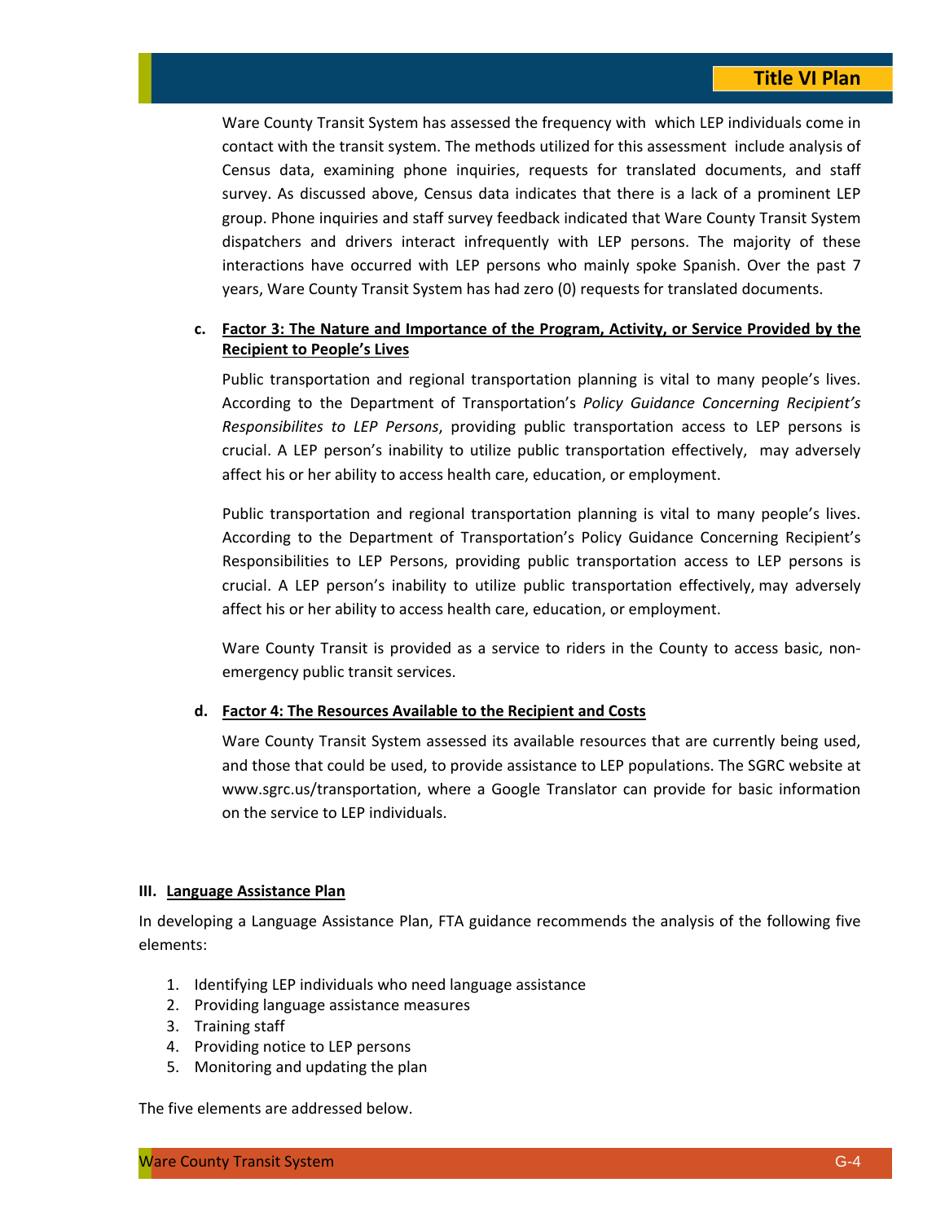Ware County Transit System has assessed the frequency with which LEP individuals come in contact with the transit system. The methods utilized for this assessment include analysis of Census data, examining phone inquiries, requests for translated documents, and staff survey. As discussed above, Census data indicates that there is a lack of a prominent LEP group. Phone inquiries and staff survey feedback indicated that Ware County Transit System dispatchers and drivers interact infrequently with LEP persons. The majority of these interactions have occurred with LEP persons who mainly spoke Spanish. Over the past 7 years, Ware County Transit System has had zero (0) requests for translated documents.

**c. <u>Factor 3: The Nature and Importance of the Program, Activity, or Service Provided by the Recipient to People's Lives</u>**

Public transportation and regional transportation planning is vital to many people's lives. According to the Department of Transportation's *Policy Guidance Concerning Recipient's Responsibilites to LEP Persons*, providing public transportation access to LEP persons is crucial. A LEP person's inability to utilize public transportation effectively, may adversely affect his or her ability to access health care, education, or employment.

Public transportation and regional transportation planning is vital to many people's lives. According to the Department of Transportation's Policy Guidance Concerning Recipient's Responsibilities to LEP Persons, providing public transportation access to LEP persons is crucial. A LEP person's inability to utilize public transportation effectively, may adversely affect his or her ability to access health care, education, or employment.

Ware County Transit is provided as a service to riders in the County to access basic, non-emergency public transit services.

**d. <u>Factor 4: The Resources Available to the Recipient and Costs</u>**

Ware County Transit System assessed its available resources that are currently being used, and those that could be used, to provide assistance to LEP populations. The SGRC website at www.sgrc.us/transportation, where a Google Translator can provide for basic information on the service to LEP individuals.

## III. <u>Language Assistance Plan</u>

In developing a Language Assistance Plan, FTA guidance recommends the analysis of the following five elements:

1. Identifying LEP individuals who need language assistance
2. Providing language assistance measures
3. Training staff
4. Providing notice to LEP persons
5. Monitoring and updating the plan

The five elements are addressed below.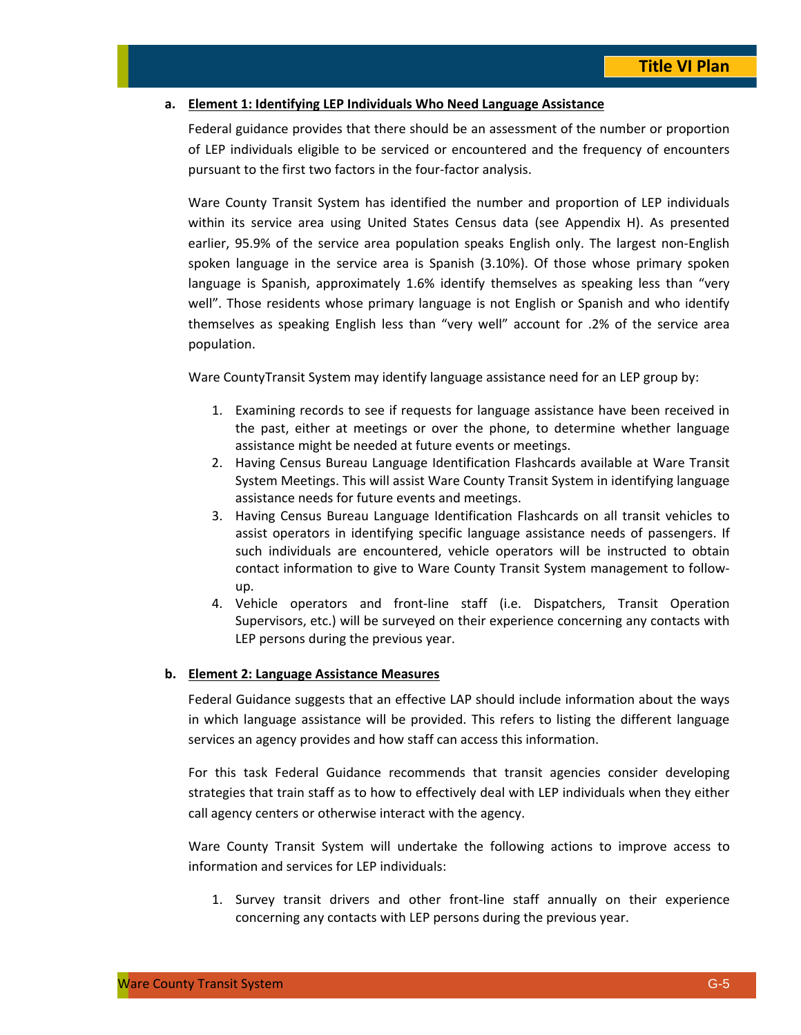**a. Element 1: Identifying LEP Individuals Who Need Language Assistance**

Federal guidance provides that there should be an assessment of the number or proportion of LEP individuals eligible to be serviced or encountered and the frequency of encounters pursuant to the first two factors in the four-factor analysis.

Ware County Transit System has identified the number and proportion of LEP individuals within its service area using United States Census data (see Appendix H). As presented earlier, 95.9% of the service area population speaks English only. The largest non-English spoken language in the service area is Spanish (3.10%). Of those whose primary spoken language is Spanish, approximately 1.6% identify themselves as speaking less than "very well". Those residents whose primary language is not English or Spanish and who identify themselves as speaking English less than "very well" account for .2% of the service area population.

Ware CountyTransit System may identify language assistance need for an LEP group by:

1. Examining records to see if requests for language assistance have been received in the past, either at meetings or over the phone, to determine whether language assistance might be needed at future events or meetings.
2. Having Census Bureau Language Identification Flashcards available at Ware Transit System Meetings. This will assist Ware County Transit System in identifying language assistance needs for future events and meetings.
3. Having Census Bureau Language Identification Flashcards on all transit vehicles to assist operators in identifying specific language assistance needs of passengers. If such individuals are encountered, vehicle operators will be instructed to obtain contact information to give to Ware County Transit System management to follow-up.
4. Vehicle operators and front-line staff (i.e. Dispatchers, Transit Operation Supervisors, etc.) will be surveyed on their experience concerning any contacts with LEP persons during the previous year.

**b. Element 2: Language Assistance Measures**

Federal Guidance suggests that an effective LAP should include information about the ways in which language assistance will be provided. This refers to listing the different language services an agency provides and how staff can access this information.

For this task Federal Guidance recommends that transit agencies consider developing strategies that train staff as to how to effectively deal with LEP individuals when they either call agency centers or otherwise interact with the agency.

Ware County Transit System will undertake the following actions to improve access to information and services for LEP individuals:

1. Survey transit drivers and other front-line staff annually on their experience concerning any contacts with LEP persons during the previous year.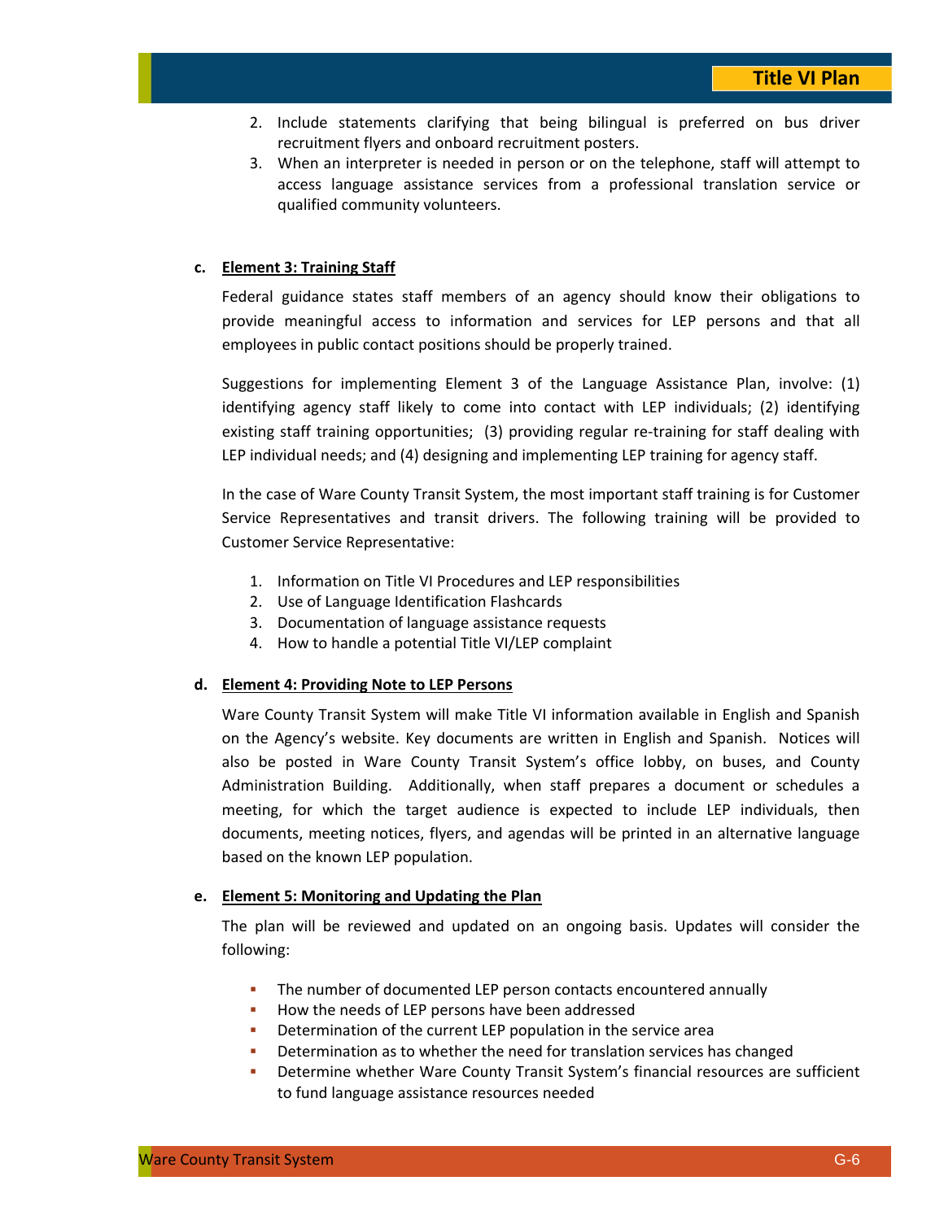2. Include statements clarifying that being bilingual is preferred on bus driver recruitment flyers and onboard recruitment posters.
3. When an interpreter is needed in person or on the telephone, staff will attempt to access language assistance services from a professional translation service or qualified community volunteers.

**c. Element 3: Training Staff**

Federal guidance states staff members of an agency should know their obligations to provide meaningful access to information and services for LEP persons and that all employees in public contact positions should be properly trained.

Suggestions for implementing Element 3 of the Language Assistance Plan, involve: (1) identifying agency staff likely to come into contact with LEP individuals; (2) identifying existing staff training opportunities; (3) providing regular re-training for staff dealing with LEP individual needs; and (4) designing and implementing LEP training for agency staff.

In the case of Ware County Transit System, the most important staff training is for Customer Service Representatives and transit drivers. The following training will be provided to Customer Service Representative:

1. Information on Title VI Procedures and LEP responsibilities
2. Use of Language Identification Flashcards
3. Documentation of language assistance requests
4. How to handle a potential Title VI/LEP complaint

**d. Element 4: Providing Note to LEP Persons**

Ware County Transit System will make Title VI information available in English and Spanish on the Agency's website. Key documents are written in English and Spanish. Notices will also be posted in Ware County Transit System's office lobby, on buses, and County Administration Building. Additionally, when staff prepares a document or schedules a meeting, for which the target audience is expected to include LEP individuals, then documents, meeting notices, flyers, and agendas will be printed in an alternative language based on the known LEP population.

**e. Element 5: Monitoring and Updating the Plan**

The plan will be reviewed and updated on an ongoing basis. Updates will consider the following:

- The number of documented LEP person contacts encountered annually
- How the needs of LEP persons have been addressed
- Determination of the current LEP population in the service area
- Determination as to whether the need for translation services has changed
- Determine whether Ware County Transit System's financial resources are sufficient to fund language assistance resources needed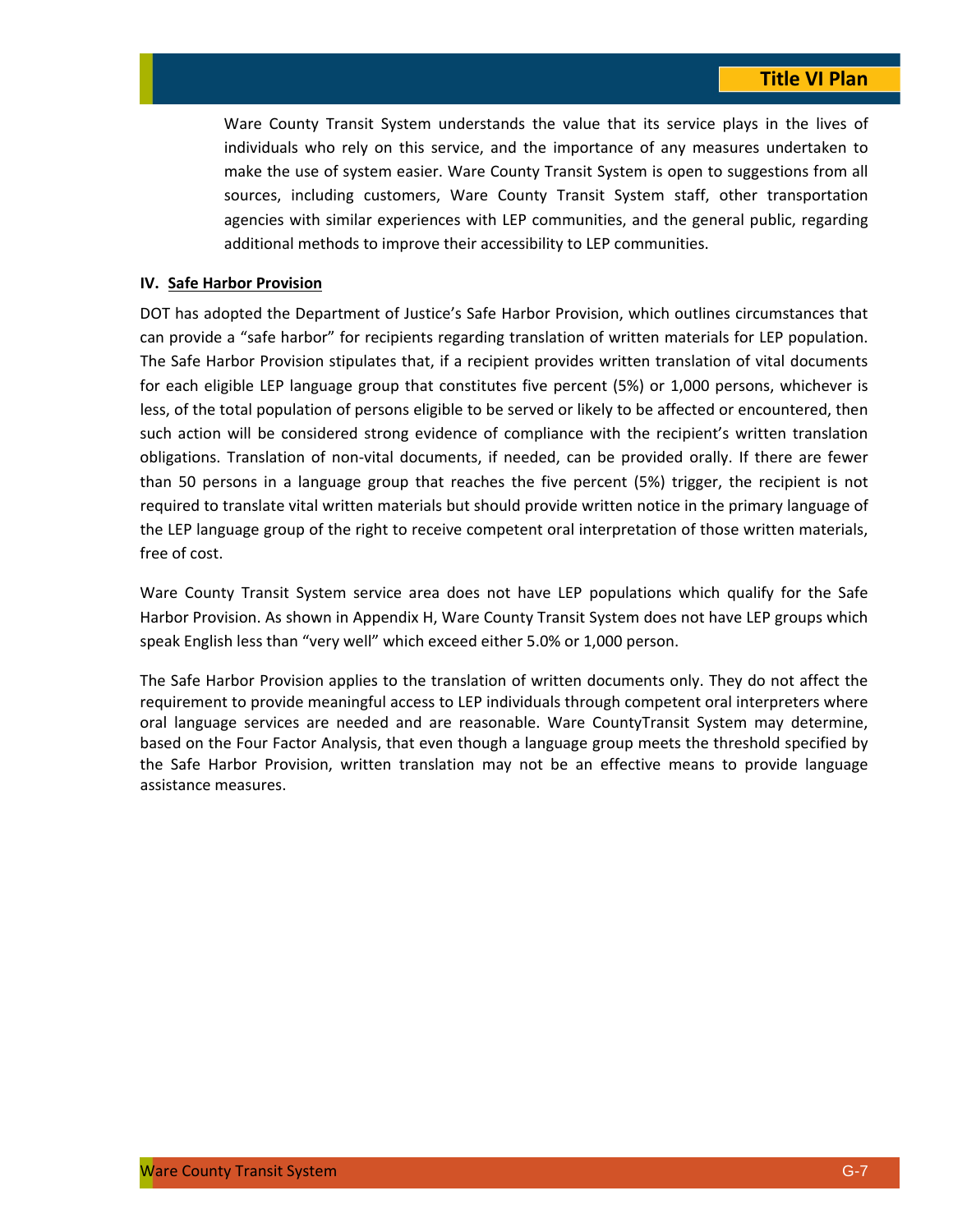Ware County Transit System understands the value that its service plays in the lives of individuals who rely on this service, and the importance of any measures undertaken to make the use of system easier. Ware County Transit System is open to suggestions from all sources, including customers, Ware County Transit System staff, other transportation agencies with similar experiences with LEP communities, and the general public, regarding additional methods to improve their accessibility to LEP communities.

**IV. Safe Harbor Provision**

DOT has adopted the Department of Justice's Safe Harbor Provision, which outlines circumstances that can provide a "safe harbor" for recipients regarding translation of written materials for LEP population. The Safe Harbor Provision stipulates that, if a recipient provides written translation of vital documents for each eligible LEP language group that constitutes five percent (5%) or 1,000 persons, whichever is less, of the total population of persons eligible to be served or likely to be affected or encountered, then such action will be considered strong evidence of compliance with the recipient's written translation obligations. Translation of non-vital documents, if needed, can be provided orally. If there are fewer than 50 persons in a language group that reaches the five percent (5%) trigger, the recipient is not required to translate vital written materials but should provide written notice in the primary language of the LEP language group of the right to receive competent oral interpretation of those written materials, free of cost.

Ware County Transit System service area does not have LEP populations which qualify for the Safe Harbor Provision. As shown in Appendix H, Ware County Transit System does not have LEP groups which speak English less than "very well" which exceed either 5.0% or 1,000 person.

The Safe Harbor Provision applies to the translation of written documents only. They do not affect the requirement to provide meaningful access to LEP individuals through competent oral interpreters where oral language services are needed and are reasonable. Ware CountyTransit System may determine, based on the Four Factor Analysis, that even though a language group meets the threshold specified by the Safe Harbor Provision, written translation may not be an effective means to provide language assistance measures.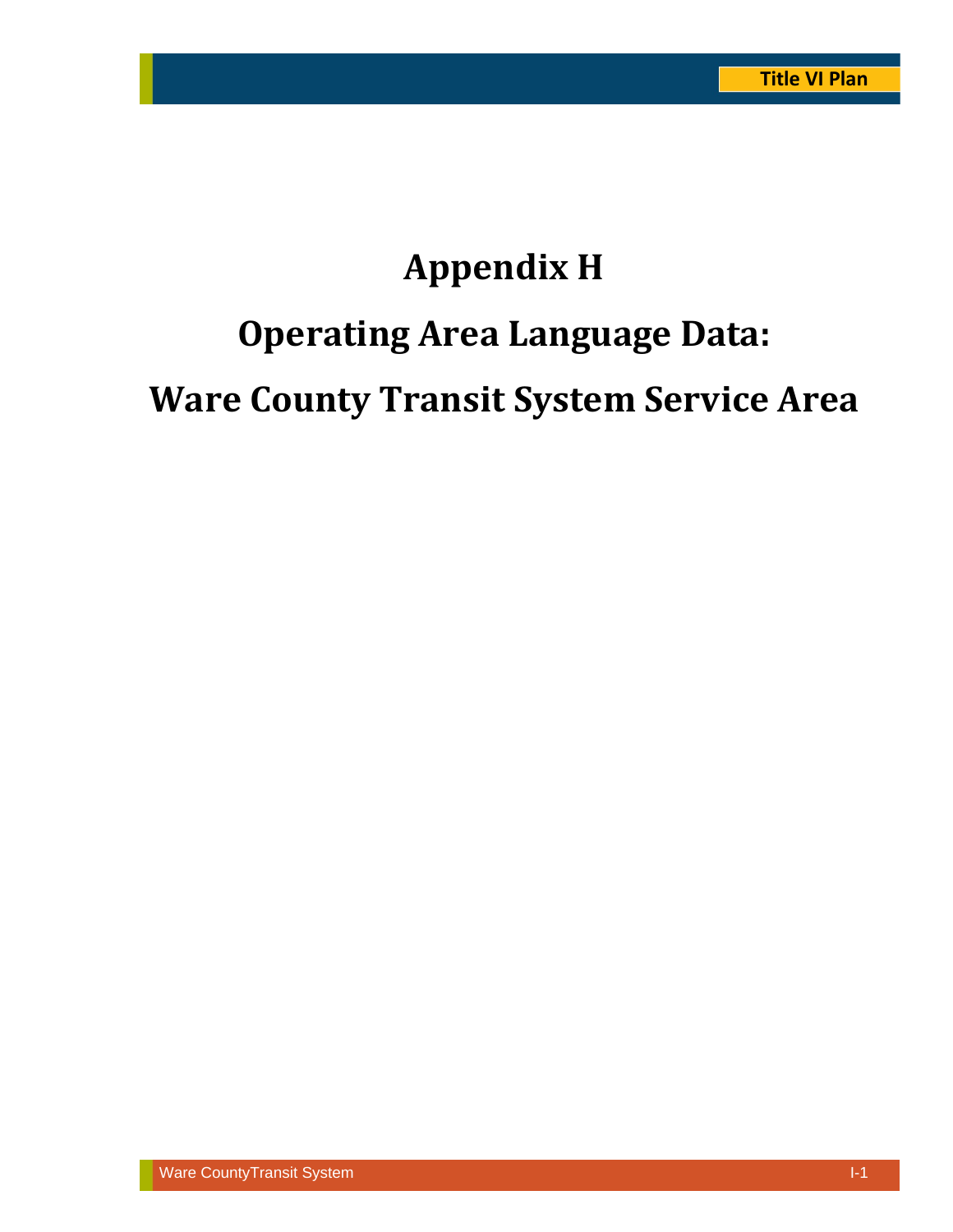# Appendix H

# Operating Area Language Data:

# Ware County Transit System Service Area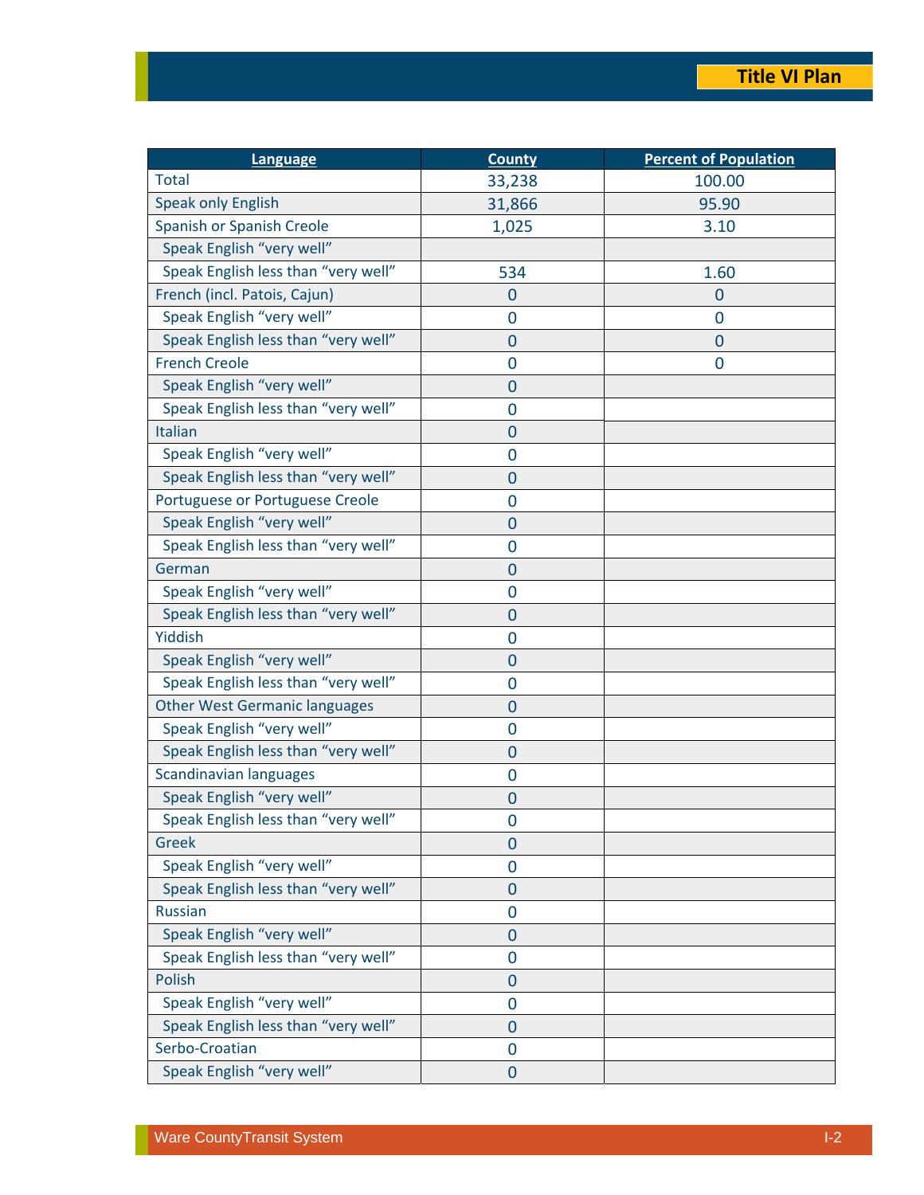| Language | County | Percent of Population |
|---|---|---|
| Total | 33,238 | 100.00 |
| Speak only English | 31,866 | 95.90 |
| Spanish or Spanish Creole | 1,025 | 3.10 |
| Speak English “very well” | | |
| Speak English less than “very well” | 534 | 1.60 |
| French (incl. Patois, Cajun) | 0 | 0 |
| Speak English “very well” | 0 | 0 |
| Speak English less than “very well” | 0 | 0 |
| French Creole | 0 | 0 |
| Speak English “very well” | 0 | |
| Speak English less than “very well” | 0 | |
| Italian | 0 | |
| Speak English “very well” | 0 | |
| Speak English less than “very well” | 0 | |
| Portuguese or Portuguese Creole | 0 | |
| Speak English “very well” | 0 | |
| Speak English less than “very well” | 0 | |
| German | 0 | |
| Speak English “very well” | 0 | |
| Speak English less than “very well” | 0 | |
| Yiddish | 0 | |
| Speak English “very well” | 0 | |
| Speak English less than “very well” | 0 | |
| Other West Germanic languages | 0 | |
| Speak English “very well” | 0 | |
| Speak English less than “very well” | 0 | |
| Scandinavian languages | 0 | |
| Speak English “very well” | 0 | |
| Speak English less than “very well” | 0 | |
| Greek | 0 | |
| Speak English “very well” | 0 | |
| Speak English less than “very well” | 0 | |
| Russian | 0 | |
| Speak English “very well” | 0 | |
| Speak English less than “very well” | 0 | |
| Polish | 0 | |
| Speak English “very well” | 0 | |
| Speak English less than “very well” | 0 | |
| Serbo-Croatian | 0 | |
| Speak English “very well” | 0 | |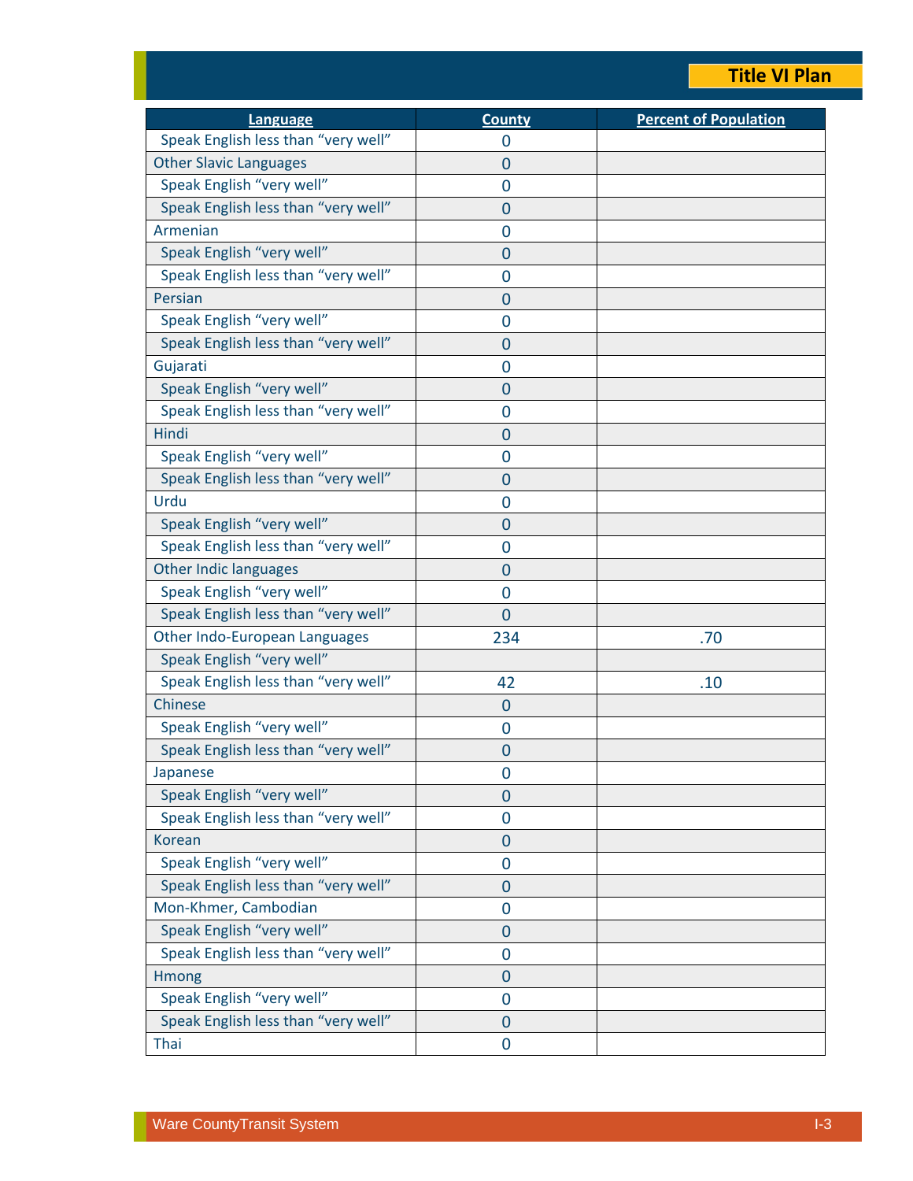| Language | County | Percent of Population |
|---|---|---|
| Speak English less than “very well” | 0 | |
| Other Slavic Languages | 0 | |
| Speak English “very well” | 0 | |
| Speak English less than “very well” | 0 | |
| Armenian | 0 | |
| Speak English “very well” | 0 | |
| Speak English less than “very well” | 0 | |
| Persian | 0 | |
| Speak English “very well” | 0 | |
| Speak English less than “very well” | 0 | |
| Gujarati | 0 | |
| Speak English “very well” | 0 | |
| Speak English less than “very well” | 0 | |
| Hindi | 0 | |
| Speak English “very well” | 0 | |
| Speak English less than “very well” | 0 | |
| Urdu | 0 | |
| Speak English “very well” | 0 | |
| Speak English less than “very well” | 0 | |
| Other Indic languages | 0 | |
| Speak English “very well” | 0 | |
| Speak English less than “very well” | 0 | |
| Other Indo-European Languages | 234 | .70 |
| Speak English “very well” | | |
| Speak English less than “very well” | 42 | .10 |
| Chinese | 0 | |
| Speak English “very well” | 0 | |
| Speak English less than “very well” | 0 | |
| Japanese | 0 | |
| Speak English “very well” | 0 | |
| Speak English less than “very well” | 0 | |
| Korean | 0 | |
| Speak English “very well” | 0 | |
| Speak English less than “very well” | 0 | |
| Mon-Khmer, Cambodian | 0 | |
| Speak English “very well” | 0 | |
| Speak English less than “very well” | 0 | |
| Hmong | 0 | |
| Speak English “very well” | 0 | |
| Speak English less than “very well” | 0 | |
| Thai | 0 | |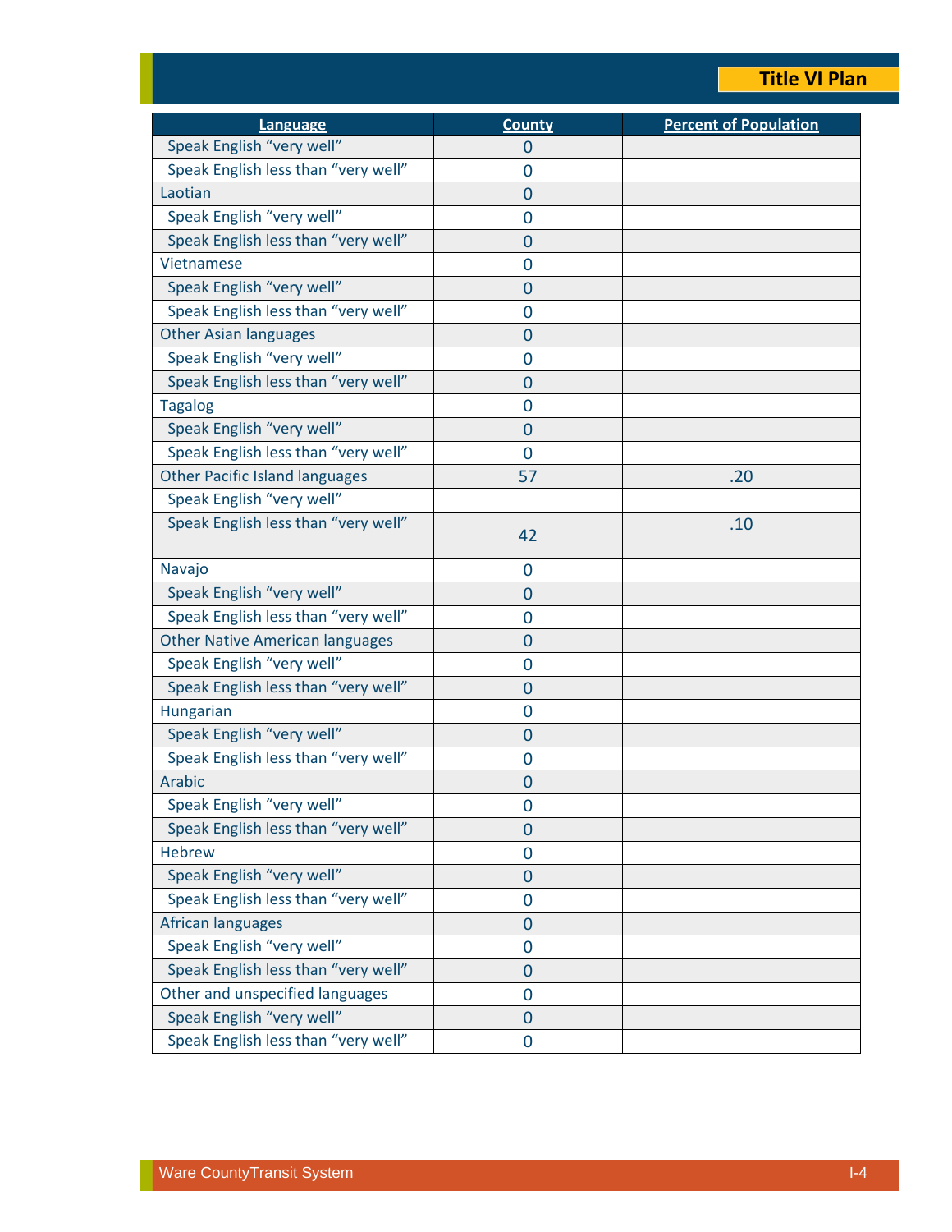| Language | County | Percent of Population |
|---|---|---|
| Speak English “very well” | 0 | |
| Speak English less than “very well” | 0 | |
| Laotian | 0 | |
| Speak English “very well” | 0 | |
| Speak English less than “very well” | 0 | |
| Vietnamese | 0 | |
| Speak English “very well” | 0 | |
| Speak English less than “very well” | 0 | |
| Other Asian languages | 0 | |
| Speak English “very well” | 0 | |
| Speak English less than “very well” | 0 | |
| Tagalog | 0 | |
| Speak English “very well” | 0 | |
| Speak English less than “very well” | 0 | |
| Other Pacific Island languages | 57 | .20 |
| Speak English “very well” | | |
| Speak English less than “very well” | 42 | .10 |
| Navajo | 0 | |
| Speak English “very well” | 0 | |
| Speak English less than “very well” | 0 | |
| Other Native American languages | 0 | |
| Speak English “very well” | 0 | |
| Speak English less than “very well” | 0 | |
| Hungarian | 0 | |
| Speak English “very well” | 0 | |
| Speak English less than “very well” | 0 | |
| Arabic | 0 | |
| Speak English “very well” | 0 | |
| Speak English less than “very well” | 0 | |
| Hebrew | 0 | |
| Speak English “very well” | 0 | |
| Speak English less than “very well” | 0 | |
| African languages | 0 | |
| Speak English “very well” | 0 | |
| Speak English less than “very well” | 0 | |
| Other and unspecified languages | 0 | |
| Speak English “very well” | 0 | |
| Speak English less than “very well” | 0 | |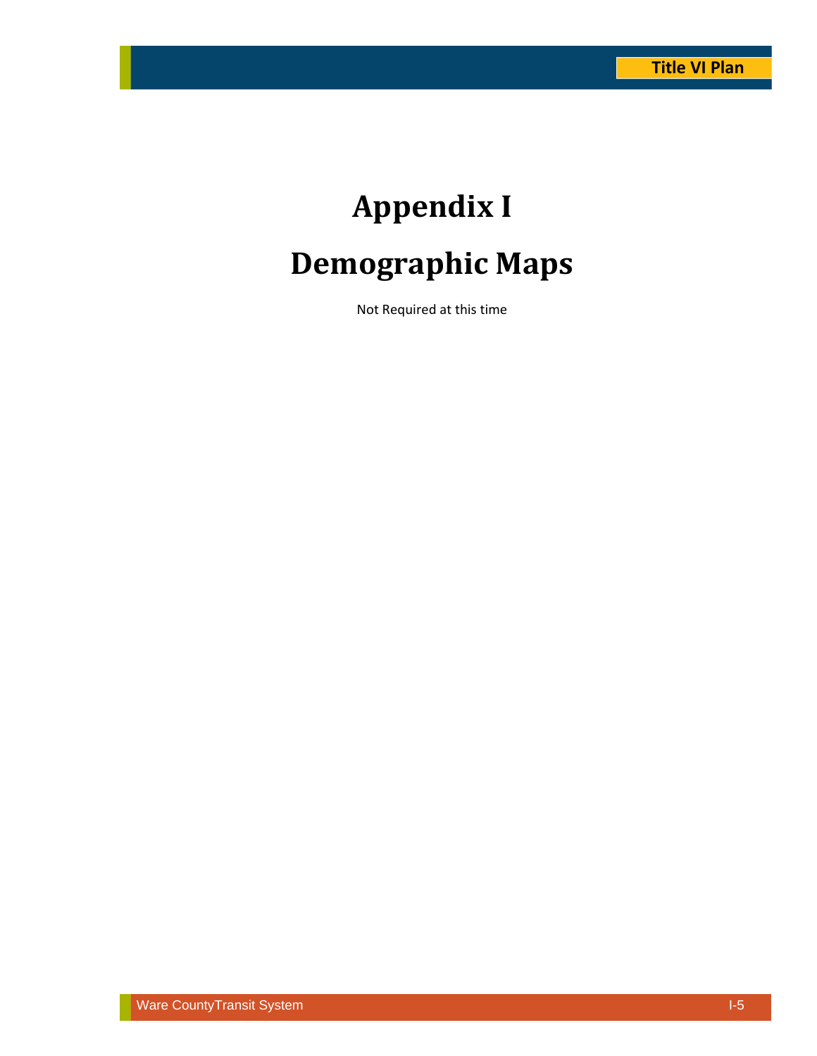# Appendix I

# Demographic Maps

Not Required at this time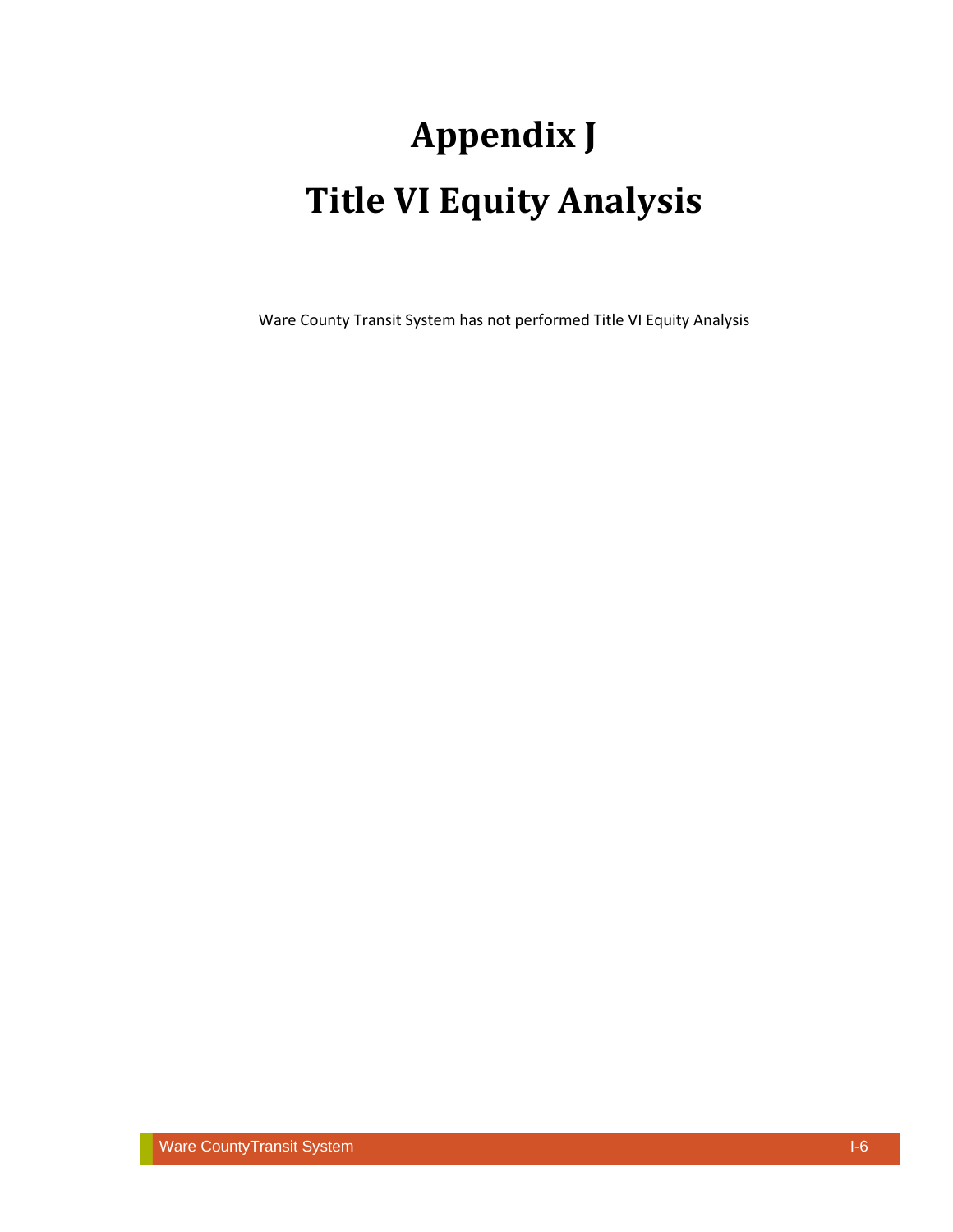# Appendix J

# Title VI Equity Analysis

Ware County Transit System has not performed Title VI Equity Analysis